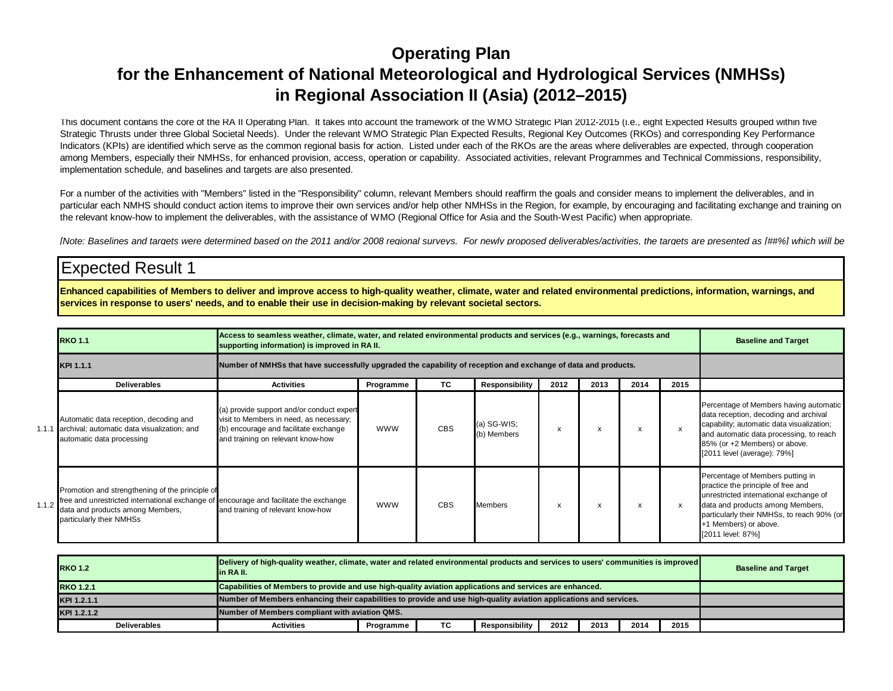# Operating Plan
# for the Enhancement of National Meteorological and Hydrological Services (NMHSs) in Regional Association II (Asia) (2012–2015)

This document contains the core of the RA II Operating Plan. It takes into account the framework of the WMO Strategic Plan 2012-2015 (i.e., eight Expected Results grouped within five Strategic Thrusts under three Global Societal Needs). Under the relevant WMO Strategic Plan Expected Results, Regional Key Outcomes (RKOs) and corresponding Key Performance Indicators (KPIs) are identified which serve as the common regional basis for action. Listed under each of the RKOs are the areas where deliverables are expected, through cooperation among Members, especially their NMHSs, for enhanced provision, access, operation or capability. Associated activities, relevant Programmes and Technical Commissions, responsibility, implementation schedule, and baselines and targets are also presented.

For a number of the activities with "Members" listed in the "Responsibility" column, relevant Members should reaffirm the goals and consider means to implement the deliverables, and in particular each NMHS should conduct action items to improve their own services and/or help other NMHSs in the Region, for example, by encouraging and facilitating exchange and training on the relevant know-how to implement the deliverables, with the assistance of WMO (Regional Office for Asia and the South-West Pacific) when appropriate.

*[Note: Baselines and targets were determined based on the 2011 and/or 2008 regional surveys. For newly proposed deliverables/activities, the targets are presented as [##%] which will be*

## Expected Result 1

**Enhanced capabilities of Members to deliver and improve access to high-quality weather, climate, water and related environmental predictions, information, warnings, and services in response to users' needs, and to enable their use in decision-making by relevant societal sectors.**

| | **RKO 1.1** | **Access to seamless weather, climate, water, and related environmental products and services (e.g., warnings, forecasts and supporting information) is improved in RA II.** | | | | | | | | **Baseline and Target** |
|---|---|---|---|---|---|---|---|---|---|---|
| | **KPI 1.1.1** | **Number of NMHSs that have successfully upgraded the capability of reception and exchange of data and products.** | | | | | | | | |
| | **Deliverables** | **Activities** | **Programme** | **TC** | **Responsibility** | **2012** | **2013** | **2014** | **2015** | |
| 1.1.1 | Automatic data reception, decoding and archival; automatic data visualization; and automatic data processing | (a) provide support and/or conduct expert visit to Members in need, as necessary; (b) encourage and facilitate exchange and training on relevant know-how | WWW | CBS | (a) SG-WIS; (b) Members | x | x | x | x | Percentage of Members having automatic data reception, decoding and archival capability; automatic data visualization; and automatic data processing, to reach 85% (or +2 Members) or above. [2011 level (average): 79%] |
| 1.1.2 | Promotion and strengthening of the principle of free and unrestricted international exchange of data and products among Members, particularly their NMHSs | encourage and facilitate the exchange and training of relevant know-how | WWW | CBS | Members | x | x | x | x | Percentage of Members putting in practice the principle of free and unrestricted international exchange of data and products among Members, particularly their NMHSs, to reach 90% (or +1 Members) or above. [2011 level: 87%] |

| **RKO 1.2** | **Delivery of high-quality weather, climate, water and related environmental products and services to users' communities is improved in RA II.** | | | | | | | | **Baseline and Target** |
|---|---|---|---|---|---|---|---|---|---|
| **RKO 1.2.1** | **Capabilities of Members to provide and use high-quality aviation applications and services are enhanced.** | | | | | | | | |
| **KPI 1.2.1.1** | **Number of Members enhancing their capabilities to provide and use high-quality aviation applications and services.** | | | | | | | | |
| **KPI 1.2.1.2** | **Number of Members compliant with aviation QMS.** | | | | | | | | |
| **Deliverables** | **Activities** | **Programme** | **TC** | **Responsibility** | **2012** | **2013** | **2014** | **2015** | |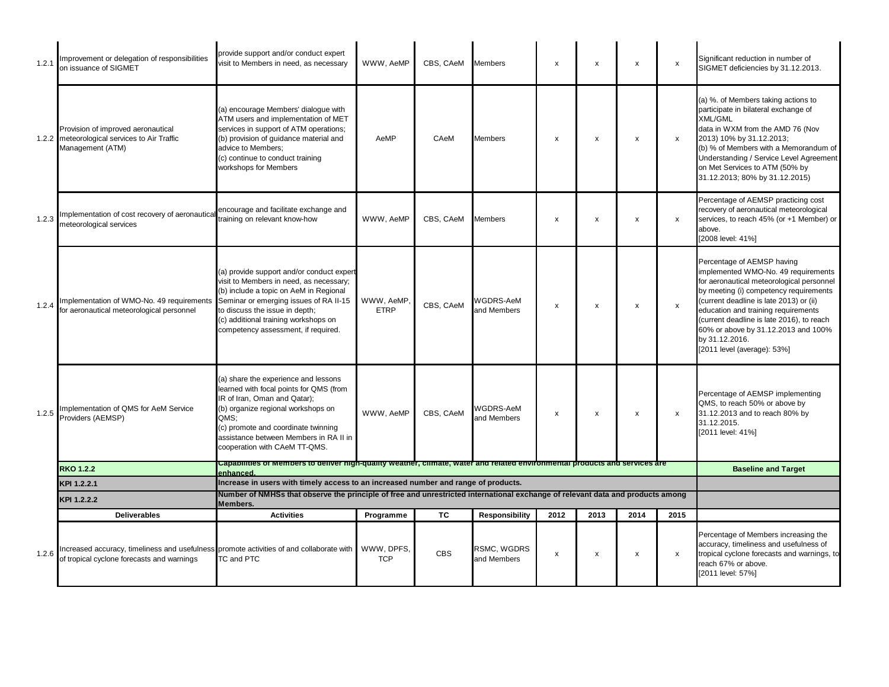| | Deliverables | Activities | Programme | TC | Responsibility | 2012 | 2013 | 2014 | 2015 | |
|---|---|---|---|---|---|---|---|---|---|---|
| 1.2.1 | Improvement or delegation of responsibilities on issuance of SIGMET | provide support and/or conduct expert visit to Members in need, as necessary | WWW, AeMP | CBS, CAeM | Members | x | x | x | x | Significant reduction in number of SIGMET deficiencies by 31.12.2013. |
| 1.2.2 | Provision of improved aeronautical meteorological services to Air Traffic Management (ATM) | (a) encourage Members' dialogue with ATM users and implementation of MET services in support of ATM operations;<br>(b) provision of guidance material and advice to Members;<br>(c) continue to conduct training workshops for Members | AeMP | CAeM | Members | x | x | x | x | (a) %. of Members taking actions to participate in bilateral exchange of XML/GML data in WXM from the AMD 76 (Nov 2013) 10% by 31.12.2013;<br>(b) % of Members with a Memorandum of Understanding / Service Level Agreement on Met Services to ATM (50% by 31.12.2013; 80% by 31.12.2015) |
| 1.2.3 | Implementation of cost recovery of aeronautical meteorological services | encourage and facilitate exchange and training on relevant know-how | WWW, AeMP | CBS, CAeM | Members | x | x | x | x | Percentage of AEMSP practicing cost recovery of aeronautical meteorological services, to reach 45% (or +1 Member) or above.<br>[2008 level: 41%] |
| 1.2.4 | Implementation of WMO-No. 49 requirements for aeronautical meteorological personnel | (a) provide support and/or conduct expert visit to Members in need, as necessary;<br>(b) include a topic on AeM in Regional Seminar or emerging issues of RA II-15 to discuss the issue in depth;<br>(c) additional training workshops on competency assessment, if required. | WWW, AeMP, ETRP | CBS, CAeM | WGDRS-AeM and Members | x | x | x | x | Percentage of AEMSP having implemented WMO-No. 49 requirements for aeronautical meteorological personnel by meeting (i) competency requirements (current deadline is late 2013) or (ii) education and training requirements (current deadline is late 2016), to reach 60% or above by 31.12.2013 and 100% by 31.12.2016.<br>[2011 level (average): 53%] |
| 1.2.5 | Implementation of QMS for AeM Service Providers (AEMSP) | (a) share the experience and lessons learned with focal points for QMS (from IR of Iran, Oman and Qatar);<br>(b) organize regional workshops on QMS;<br>(c) promote and coordinate twinning assistance between Members in RA II in cooperation with CAeM TT-QMS. | WWW, AeMP | CBS, CAeM | WGDRS-AeM and Members | x | x | x | x | Percentage of AEMSP implementing QMS, to reach 50% or above by 31.12.2013 and to reach 80% by 31.12.2015.<br>[2011 level: 41%] |
| | **RKO 1.2.2** | **Capabilities of Members to deliver high-quality weather, climate, water and related environmental products and services are enhanced.** | | | | | | | | **Baseline and Target** |
| | **KPI 1.2.2.1** | **Increase in users with timely access to an increased number and range of products.** | | | | | | | | |
| | **KPI 1.2.2.2** | **Number of NMHSs that observe the principle of free and unrestricted international exchange of relevant data and products among Members.** | | | | | | | | |
| | **Deliverables** | **Activities** | **Programme** | **TC** | **Responsibility** | **2012** | **2013** | **2014** | **2015** | |
| 1.2.6 | Increased accuracy, timeliness and usefulness of tropical cyclone forecasts and warnings | promote activities of and collaborate with TC and PTC | WWW, DPFS, TCP | CBS | RSMC, WGDRS and Members | x | x | x | x | Percentage of Members increasing the accuracy, timeliness and usefulness of tropical cyclone forecasts and warnings, to reach 67% or above.<br>[2011 level: 57%] |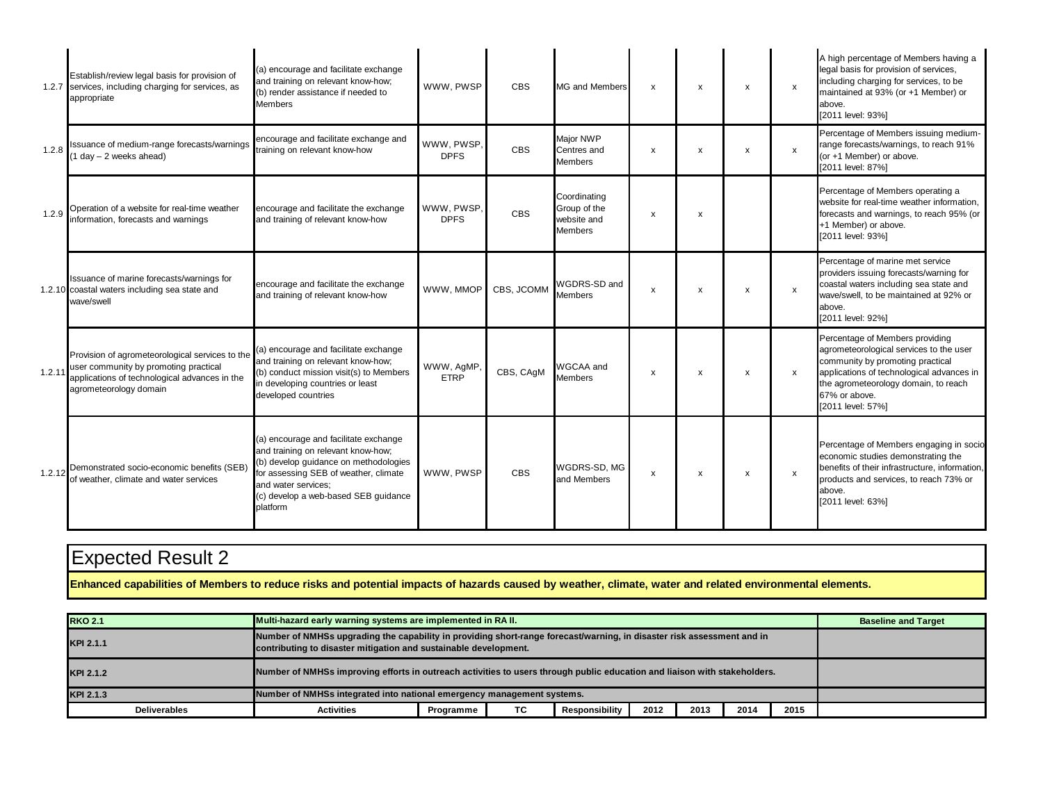| | Deliverables | Activities | Programme | TC | Responsibility | 2012 | 2013 | 2014 | 2015 | Baseline and Target |
|---|---|---|---|---|---|---|---|---|---|---|
| 1.2.7 | Establish/review legal basis for provision of services, including charging for services, as appropriate | (a) encourage and facilitate exchange and training on relevant know-how;<br>(b) render assistance if needed to Members | WWW, PWSP | CBS | MG and Members | x | x | x | x | A high percentage of Members having a legal basis for provision of services, including charging for services, to be maintained at 93% (or +1 Member) or above.<br>[2011 level: 93%] |
| 1.2.8 | Issuance of medium-range forecasts/warnings (1 day – 2 weeks ahead) | encourage and facilitate exchange and training on relevant know-how | WWW, PWSP, DPFS | CBS | Major NWP Centres and Members | x | x | x | x | Percentage of Members issuing medium-range forecasts/warnings, to reach 91% (or +1 Member) or above.<br>[2011 level: 87%] |
| 1.2.9 | Operation of a website for real-time weather information, forecasts and warnings | encourage and facilitate the exchange and training of relevant know-how | WWW, PWSP, DPFS | CBS | Coordinating Group of the website and Members | x | x | | | Percentage of Members operating a website for real-time weather information, forecasts and warnings, to reach 95% (or +1 Member) or above.<br>[2011 level: 93%] |
| 1.2.10 | Issuance of marine forecasts/warnings for coastal waters including sea state and wave/swell | encourage and facilitate the exchange and training of relevant know-how | WWW, MMOP | CBS, JCOMM | WGDRS-SD and Members | x | x | x | x | Percentage of marine met service providers issuing forecasts/warning for coastal waters including sea state and wave/swell, to be maintained at 92% or above.<br>[2011 level: 92%] |
| 1.2.11 | Provision of agrometeorological services to the user community by promoting practical applications of technological advances in the agrometeorology domain | (a) encourage and facilitate exchange and training on relevant know-how;<br>(b) conduct mission visit(s) to Members in developing countries or least developed countries | WWW, AgMP, ETRP | CBS, CAgM | WGCAA and Members | x | x | x | x | Percentage of Members providing agrometeorological services to the user community by promoting practical applications of technological advances in the agrometeorology domain, to reach 67% or above.<br>[2011 level: 57%] |
| 1.2.12 | Demonstrated socio-economic benefits (SEB) of weather, climate and water services | (a) encourage and facilitate exchange and training on relevant know-how;<br>(b) develop guidance on methodologies for assessing SEB of weather, climate and water services;<br>(c) develop a web-based SEB guidance platform | WWW, PWSP | CBS | WGDRS-SD, MG and Members | x | x | x | x | Percentage of Members engaging in socio economic studies demonstrating the benefits of their infrastructure, information, products and services, to reach 73% or above.<br>[2011 level: 63%] |

# Expected Result 2

**Enhanced capabilities of Members to reduce risks and potential impacts of hazards caused by weather, climate, water and related environmental elements.**

| **RKO 2.1** | **Multi-hazard early warning systems are implemented in RA II.** | | | | | | | | **Baseline and Target** |
|---|---|---|---|---|---|---|---|---|---|
| **KPI 2.1.1** | **Number of NMHSs upgrading the capability in providing short-range forecast/warning, in disaster risk assessment and in contributing to disaster mitigation and sustainable development.** | | | | | | | | |
| **KPI 2.1.2** | **Number of NMHSs improving efforts in outreach activities to users through public education and liaison with stakeholders.** | | | | | | | | |
| **KPI 2.1.3** | **Number of NMHSs integrated into national emergency management systems.** | | | | | | | | |
| **Deliverables** | **Activities** | **Programme** | **TC** | **Responsibility** | **2012** | **2013** | **2014** | **2015** | |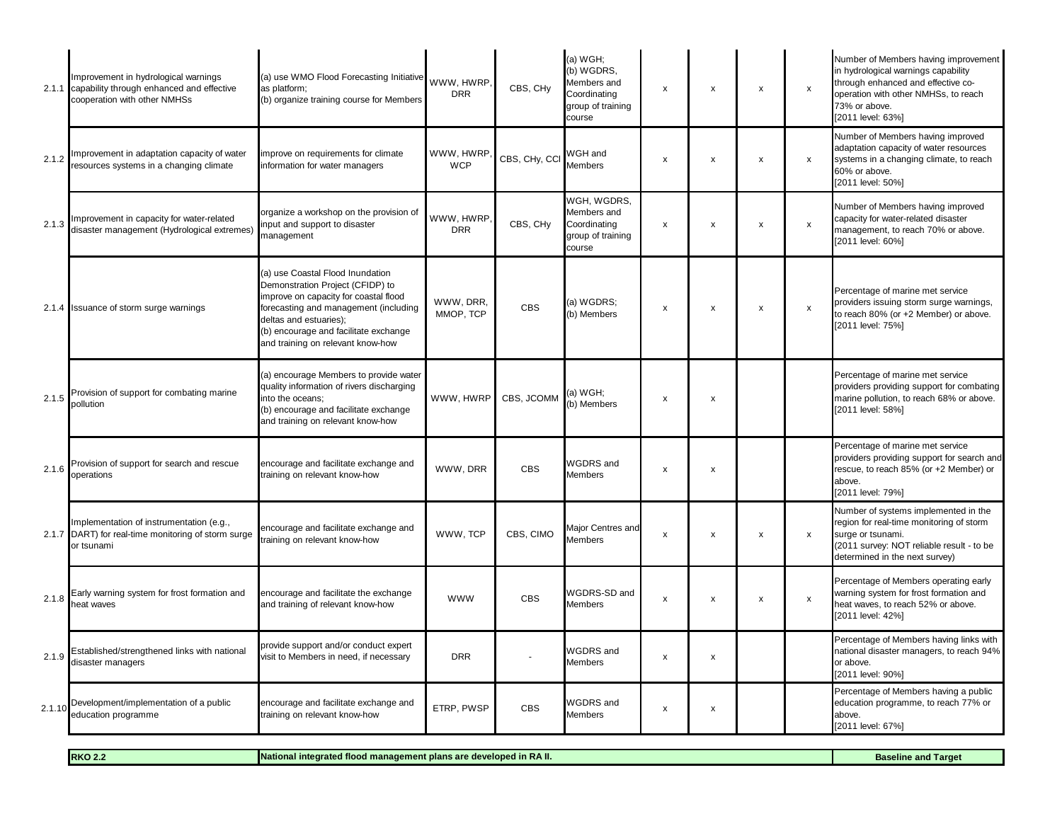| | | | | | | | | | | |
|---|---|---|---|---|---|---|---|---|---|---|
| 2.1.1 | Improvement in hydrological warnings capability through enhanced and effective cooperation with other NMHSs | (a) use WMO Flood Forecasting Initiative as platform;<br>(b) organize training course for Members | WWW, HWRP, DRR | CBS, CHy | (a) WGH;<br>(b) WGDRS, Members and Coordinating group of training course | x | x | x | x | Number of Members having improvement in hydrological warnings capability through enhanced and effective co-operation with other NMHSs, to reach 73% or above.<br>[2011 level: 63%] |
| 2.1.2 | Improvement in adaptation capacity of water resources systems in a changing climate | improve on requirements for climate information for water managers | WWW, HWRP, WCP | CBS, CHy, CCl | WGH and Members | x | x | x | x | Number of Members having improved adaptation capacity of water resources systems in a changing climate, to reach 60% or above.<br>[2011 level: 50%] |
| 2.1.3 | Improvement in capacity for water-related disaster management (Hydrological extremes) | organize a workshop on the provision of input and support to disaster management | WWW, HWRP, DRR | CBS, CHy | WGH, WGDRS, Members and Coordinating group of training course | x | x | x | x | Number of Members having improved capacity for water-related disaster management, to reach 70% or above.<br>[2011 level: 60%] |
| 2.1.4 | Issuance of storm surge warnings | (a) use Coastal Flood Inundation Demonstration Project (CFIDP) to improve on capacity for coastal flood forecasting and management (including deltas and estuaries);<br>(b) encourage and facilitate exchange and training on relevant know-how | WWW, DRR, MMOP, TCP | CBS | (a) WGDRS;<br>(b) Members | x | x | x | x | Percentage of marine met service providers issuing storm surge warnings, to reach 80% (or +2 Member) or above.<br>[2011 level: 75%] |
| 2.1.5 | Provision of support for combating marine pollution | (a) encourage Members to provide water quality information of rivers discharging into the oceans;<br>(b) encourage and facilitate exchange and training on relevant know-how | WWW, HWRP | CBS, JCOMM | (a) WGH;<br>(b) Members | x | x | | | Percentage of marine met service providers providing support for combating marine pollution, to reach 68% or above.<br>[2011 level: 58%] |
| 2.1.6 | Provision of support for search and rescue operations | encourage and facilitate exchange and training on relevant know-how | WWW, DRR | CBS | WGDRS and Members | x | x | | | Percentage of marine met service providers providing support for search and rescue, to reach 85% (or +2 Member) or above.<br>[2011 level: 79%] |
| 2.1.7 | Implementation of instrumentation (e.g., DART) for real-time monitoring of storm surge or tsunami | encourage and facilitate exchange and training on relevant know-how | WWW, TCP | CBS, CIMO | Major Centres and Members | x | x | x | x | Number of systems implemented in the region for real-time monitoring of storm surge or tsunami.<br>(2011 survey: NOT reliable result - to be determined in the next survey) |
| 2.1.8 | Early warning system for frost formation and heat waves | encourage and facilitate the exchange and training of relevant know-how | WWW | CBS | WGDRS-SD and Members | x | x | x | x | Percentage of Members operating early warning system for frost formation and heat waves, to reach 52% or above.<br>[2011 level: 42%] |
| 2.1.9 | Established/strengthened links with national disaster managers | provide support and/or conduct expert visit to Members in need, if necessary | DRR | - | WGDRS and Members | x | x | | | Percentage of Members having links with national disaster managers, to reach 94% or above.<br>[2011 level: 90%] |
| 2.1.10 | Development/implementation of a public education programme | encourage and facilitate exchange and training on relevant know-how | ETRP, PWSP | CBS | WGDRS and Members | x | x | | | Percentage of Members having a public education programme, to reach 77% or above.<br>[2011 level: 67%] |

| **RKO 2.2** | **National integrated flood management plans are developed in RA II.** | **Baseline and Target** |
|---|---|---|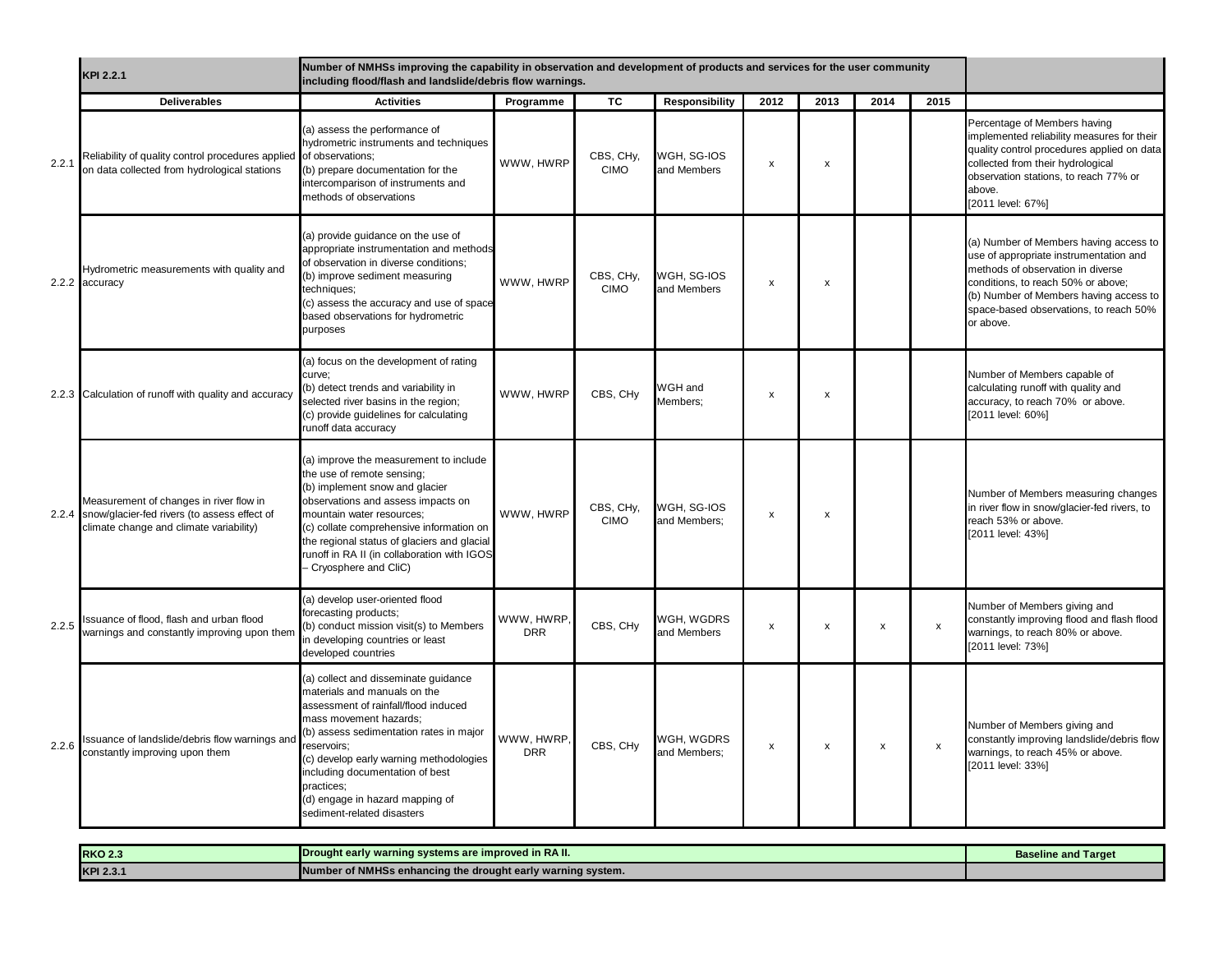| | KPI 2.2.1 | Number of NMHSs improving the capability in observation and development of products and services for the user community including flood/flash and landslide/debris flow warnings. | | | | | | | | |
|---|---|---|---|---|---|---|---|---|---|---|
| | **Deliverables** | **Activities** | **Programme** | **TC** | **Responsibility** | **2012** | **2013** | **2014** | **2015** | |
| 2.2.1 | Reliability of quality control procedures applied on data collected from hydrological stations | (a) assess the performance of hydrometric instruments and techniques of observations;<br>(b) prepare documentation for the intercomparison of instruments and methods of observations | WWW, HWRP | CBS, CHy, CIMO | WGH, SG-IOS and Members | x | x | | | Percentage of Members having implemented reliability measures for their quality control procedures applied on data collected from their hydrological observation stations, to reach 77% or above.<br>[2011 level: 67%] |
| 2.2.2 | Hydrometric measurements with quality and accuracy | (a) provide guidance on the use of appropriate instrumentation and methods of observation in diverse conditions;<br>(b) improve sediment measuring techniques;<br>(c) assess the accuracy and use of space based observations for hydrometric purposes | WWW, HWRP | CBS, CHy, CIMO | WGH, SG-IOS and Members | x | x | | | (a) Number of Members having access to use of appropriate instrumentation and methods of observation in diverse conditions, to reach 50% or above;<br>(b) Number of Members having access to space-based observations, to reach 50% or above. |
| 2.2.3 | Calculation of runoff with quality and accuracy | (a) focus on the development of rating curve;<br>(b) detect trends and variability in selected river basins in the region;<br>(c) provide guidelines for calculating runoff data accuracy | WWW, HWRP | CBS, CHy | WGH and Members; | x | x | | | Number of Members capable of calculating runoff with quality and accuracy, to reach 70% or above.<br>[2011 level: 60%] |
| 2.2.4 | Measurement of changes in river flow in snow/glacier-fed rivers (to assess effect of climate change and climate variability) | (a) improve the measurement to include the use of remote sensing;<br>(b) implement snow and glacier observations and assess impacts on mountain water resources;<br>(c) collate comprehensive information on the regional status of glaciers and glacial runoff in RA II (in collaboration with IGOS – Cryosphere and CliC) | WWW, HWRP | CBS, CHy, CIMO | WGH, SG-IOS and Members; | x | x | | | Number of Members measuring changes in river flow in snow/glacier-fed rivers, to reach 53% or above.<br>[2011 level: 43%] |
| 2.2.5 | Issuance of flood, flash and urban flood warnings and constantly improving upon them | (a) develop user-oriented flood forecasting products;<br>(b) conduct mission visit(s) to Members in developing countries or least developed countries | WWW, HWRP, DRR | CBS, CHy | WGH, WGDRS and Members | x | x | x | x | Number of Members giving and constantly improving flood and flash flood warnings, to reach 80% or above.<br>[2011 level: 73%] |
| 2.2.6 | Issuance of landslide/debris flow warnings and constantly improving upon them | (a) collect and disseminate guidance materials and manuals on the assessment of rainfall/flood induced mass movement hazards;<br>(b) assess sedimentation rates in major reservoirs;<br>(c) develop early warning methodologies including documentation of best practices;<br>(d) engage in hazard mapping of sediment-related disasters | WWW, HWRP, DRR | CBS, CHy | WGH, WGDRS and Members; | x | x | x | x | Number of Members giving and constantly improving landslide/debris flow warnings, to reach 45% or above.<br>[2011 level: 33%] |

| RKO 2.3 | Drought early warning systems are improved in RA II. | Baseline and Target |
|---|---|---|
| KPI 2.3.1 | Number of NMHSs enhancing the drought early warning system. | |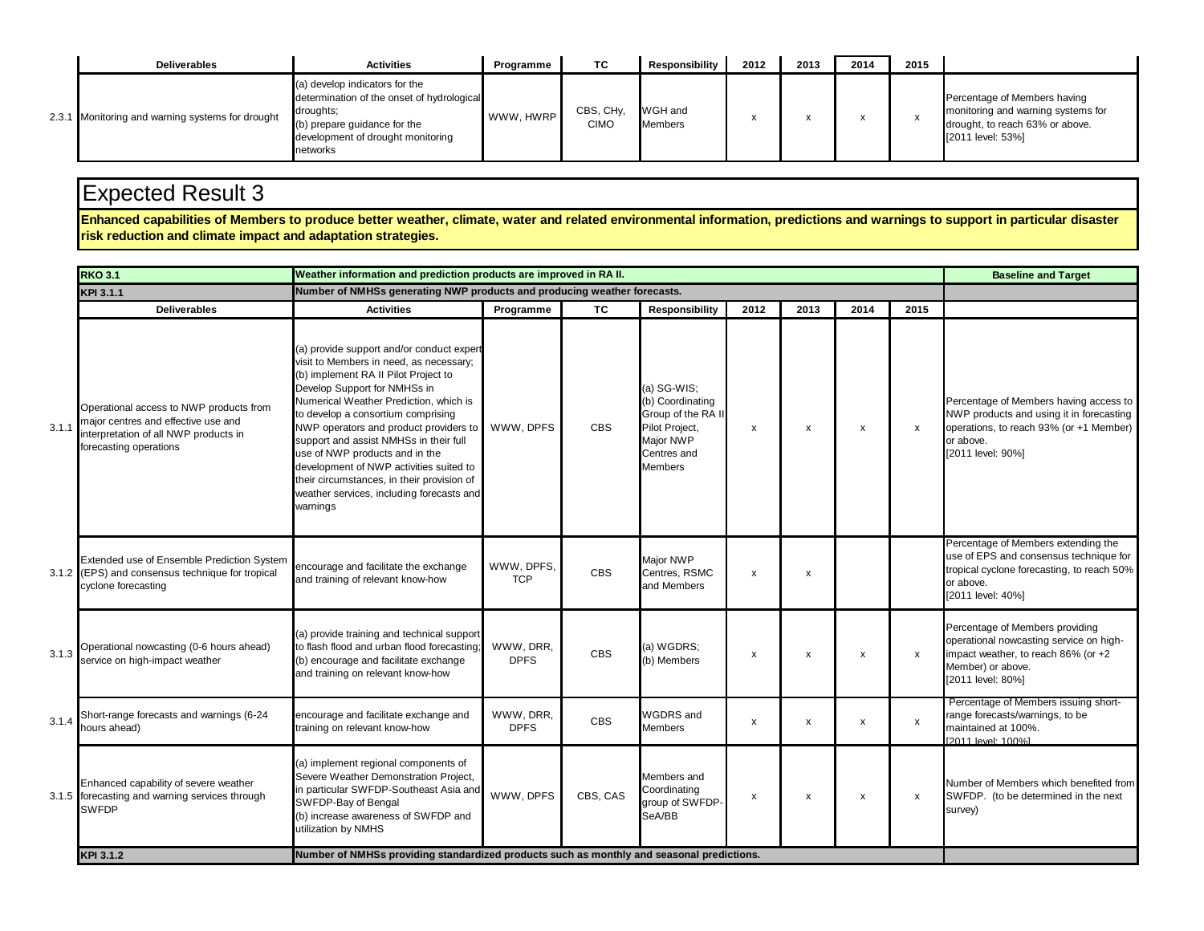| | Deliverables | Activities | Programme | TC | Responsibility | 2012 | 2013 | 2014 | 2015 | |
|---|---|---|---|---|---|---|---|---|---|---|
| 2.3.1 | Monitoring and warning systems for drought | (a) develop indicators for the determination of the onset of hydrological droughts;<br>(b) prepare guidance for the development of drought monitoring networks | WWW, HWRP | CBS, CHy, CIMO | WGH and Members | x | x | x | x | Percentage of Members having monitoring and warning systems for drought, to reach 63% or above.<br>[2011 level: 53%] |

# Expected Result 3

**Enhanced capabilities of Members to produce better weather, climate, water and related environmental information, predictions and warnings to support in particular disaster risk reduction and climate impact and adaptation strategies.**

| | **RKO 3.1** | **Weather information and prediction products are improved in RA II.** | | | | | | | | **Baseline and Target** |
|---|---|---|---|---|---|---|---|---|---|---|
| | **KPI 3.1.1** | **Number of NMHSs generating NWP products and producing weather forecasts.** | | | | | | | | |
| | **Deliverables** | **Activities** | **Programme** | **TC** | **Responsibility** | **2012** | **2013** | **2014** | **2015** | |
| 3.1.1 | Operational access to NWP products from major centres and effective use and interpretation of all NWP products in forecasting operations | (a) provide support and/or conduct expert visit to Members in need, as necessary;<br>(b) implement RA II Pilot Project to Develop Support for NMHSs in Numerical Weather Prediction, which is to develop a consortium comprising NWP operators and product providers to support and assist NMHSs in their full use of NWP products and in the development of NWP activities suited to their circumstances, in their provision of weather services, including forecasts and warnings | WWW, DPFS | CBS | (a) SG-WIS;<br>(b) Coordinating Group of the RA II Pilot Project, Major NWP Centres and Members | x | x | x | x | Percentage of Members having access to NWP products and using it in forecasting operations, to reach 93% (or +1 Member) or above.<br>[2011 level: 90%] |
| 3.1.2 | Extended use of Ensemble Prediction System (EPS) and consensus technique for tropical cyclone forecasting | encourage and facilitate the exchange and training of relevant know-how | WWW, DPFS, TCP | CBS | Major NWP Centres, RSMC and Members | x | x | | | Percentage of Members extending the use of EPS and consensus technique for tropical cyclone forecasting, to reach 50% or above.<br>[2011 level: 40%] |
| 3.1.3 | Operational nowcasting (0-6 hours ahead) service on high-impact weather | (a) provide training and technical support to flash flood and urban flood forecasting;<br>(b) encourage and facilitate exchange and training on relevant know-how | WWW, DRR, DPFS | CBS | (a) WGDRS;<br>(b) Members | x | x | x | x | Percentage of Members providing operational nowcasting service on high-impact weather, to reach 86% (or +2 Member) or above.<br>[2011 level: 80%] |
| 3.1.4 | Short-range forecasts and warnings (6-24 hours ahead) | encourage and facilitate exchange and training on relevant know-how | WWW, DRR, DPFS | CBS | WGDRS and Members | x | x | x | x | Percentage of Members issuing short-range forecasts/warnings, to be maintained at 100%.<br>[2011 level: 100%] |
| 3.1.5 | Enhanced capability of severe weather forecasting and warning services through SWFDP | (a) implement regional components of Severe Weather Demonstration Project, in particular SWFDP-Southeast Asia and SWFDP-Bay of Bengal<br>(b) increase awareness of SWFDP and utilization by NMHS | WWW, DPFS | CBS, CAS | Members and Coordinating group of SWFDP-SeA/BB | x | x | x | x | Number of Members which benefited from SWFDP. (to be determined in the next survey) |
| | **KPI 3.1.2** | **Number of NMHSs providing standardized products such as monthly and seasonal predictions.** | | | | | | | | |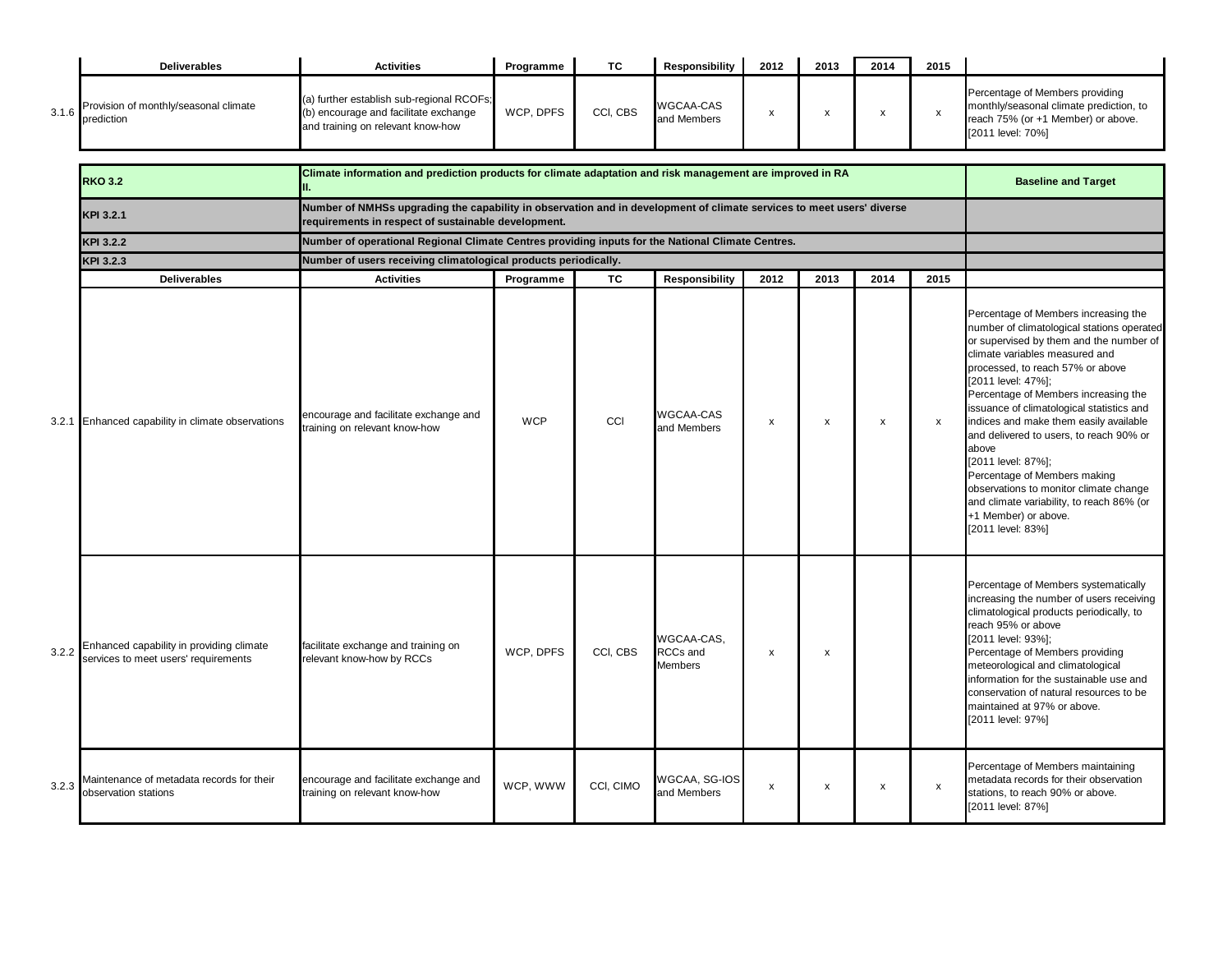| | Deliverables | Activities | Programme | TC | Responsibility | 2012 | 2013 | 2014 | 2015 | |
|---|---|---|---|---|---|---|---|---|---|---|
| 3.1.6 | Provision of monthly/seasonal climate prediction | (a) further establish sub-regional RCOFs; (b) encourage and facilitate exchange and training on relevant know-how | WCP, DPFS | CCl, CBS | WGCAA-CAS and Members | x | x | x | x | Percentage of Members providing monthly/seasonal climate prediction, to reach 75% (or +1 Member) or above. [2011 level: 70%] |

| | | | | | | | | | | |
|---|---|---|---|---|---|---|---|---|---|---|
| | **RKO 3.2** | **Climate information and prediction products for climate adaptation and risk management are improved in RA II.** | | | | | | | | **Baseline and Target** |
| | **KPI 3.2.1** | **Number of NMHSs upgrading the capability in observation and in development of climate services to meet users' diverse requirements in respect of sustainable development.** | | | | | | | | |
| | **KPI 3.2.2** | **Number of operational Regional Climate Centres providing inputs for the National Climate Centres.** | | | | | | | | |
| | **KPI 3.2.3** | **Number of users receiving climatological products periodically.** | | | | | | | | |
| | **Deliverables** | **Activities** | **Programme** | **TC** | **Responsibility** | **2012** | **2013** | **2014** | **2015** | |
| 3.2.1 | Enhanced capability in climate observations | encourage and facilitate exchange and training on relevant know-how | WCP | CCl | WGCAA-CAS and Members | x | x | x | x | Percentage of Members increasing the number of climatological stations operated or supervised by them and the number of climate variables measured and processed, to reach 57% or above [2011 level: 47%]; Percentage of Members increasing the issuance of climatological statistics and indices and make them easily available and delivered to users, to reach 90% or above [2011 level: 87%]; Percentage of Members making observations to monitor climate change and climate variability, to reach 86% (or +1 Member) or above. [2011 level: 83%] |
| 3.2.2 | Enhanced capability in providing climate services to meet users' requirements | facilitate exchange and training on relevant know-how by RCCs | WCP, DPFS | CCl, CBS | WGCAA-CAS, RCCs and Members | x | x | | | Percentage of Members systematically increasing the number of users receiving climatological products periodically, to reach 95% or above [2011 level: 93%]; Percentage of Members providing meteorological and climatological information for the sustainable use and conservation of natural resources to be maintained at 97% or above. [2011 level: 97%] |
| 3.2.3 | Maintenance of metadata records for their observation stations | encourage and facilitate exchange and training on relevant know-how | WCP, WWW | CCl, CIMO | WGCAA, SG-IOS and Members | x | x | x | x | Percentage of Members maintaining metadata records for their observation stations, to reach 90% or above. [2011 level: 87%] |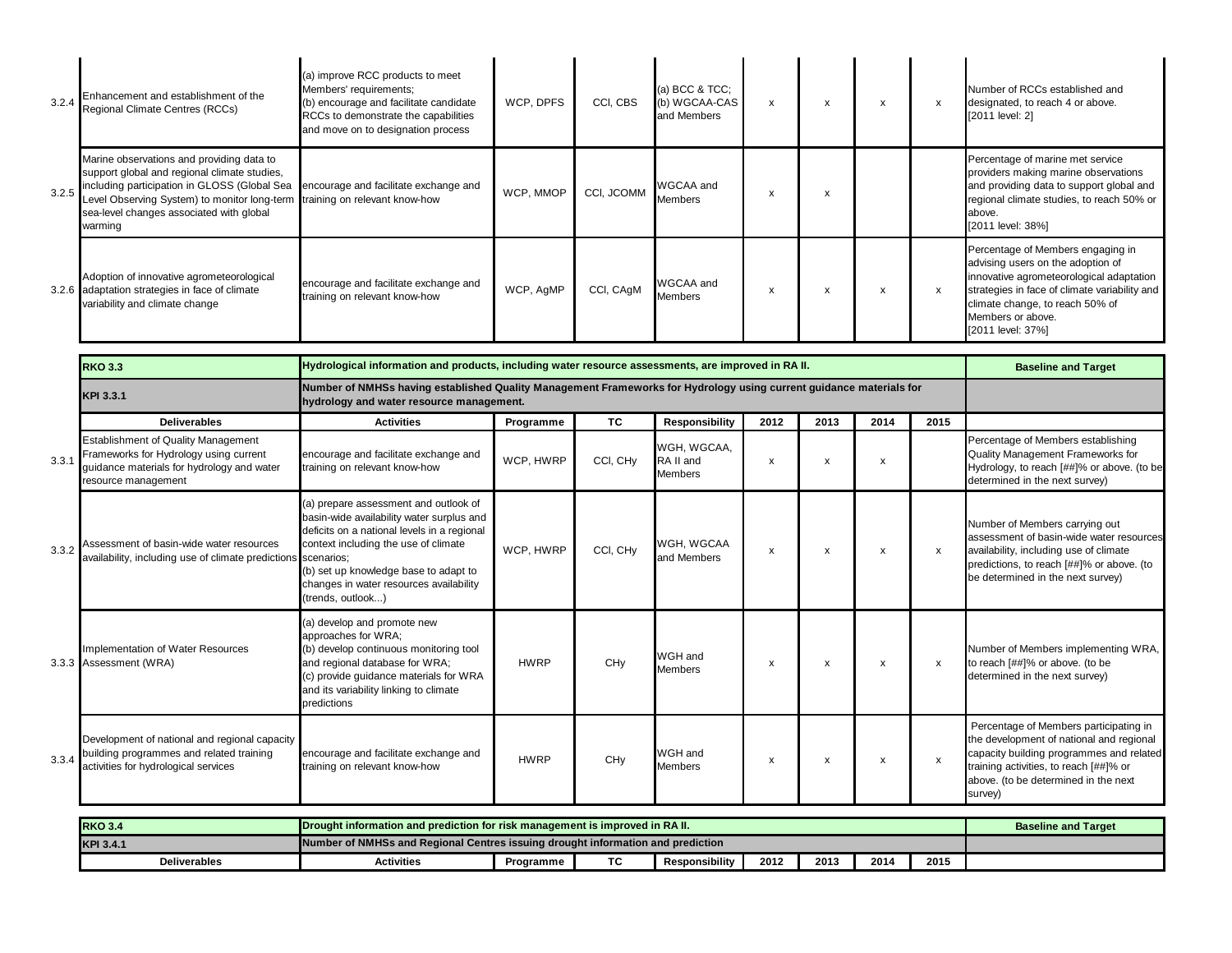| | Deliverables | Activities | Programme | TC | Responsibility | 2012 | 2013 | 2014 | 2015 | Baseline and Target |
|---|---|---|---|---|---|---|---|---|---|---|
| 3.2.4 | Enhancement and establishment of the Regional Climate Centres (RCCs) | (a) improve RCC products to meet Members' requirements;<br>(b) encourage and facilitate candidate RCCs to demonstrate the capabilities and move on to designation process | WCP, DPFS | CCl, CBS | (a) BCC & TCC;<br>(b) WGCAA-CAS and Members | x | x | x | x | Number of RCCs established and designated, to reach 4 or above.<br>[2011 level: 2] |
| 3.2.5 | Marine observations and providing data to support global and regional climate studies, including participation in GLOSS (Global Sea Level Observing System) to monitor long-term sea-level changes associated with global warming | encourage and facilitate exchange and training on relevant know-how | WCP, MMOP | CCl, JCOMM | WGCAA and Members | x | x | | | Percentage of marine met service providers making marine observations and providing data to support global and regional climate studies, to reach 50% or above.<br>[2011 level: 38%] |
| 3.2.6 | Adoption of innovative agrometeorological adaptation strategies in face of climate variability and climate change | encourage and facilitate exchange and training on relevant know-how | WCP, AgMP | CCl, CAgM | WGCAA and Members | x | x | x | x | Percentage of Members engaging in advising users on the adoption of innovative agrometeorological adaptation strategies in face of climate variability and climate change, to reach 50% of Members or above.<br>[2011 level: 37%] |

| | | | | | | | | | | |
|---|---|---|---|---|---|---|---|---|---|---|
| | **RKO 3.3** | **Hydrological information and products, including water resource assessments, are improved in RA II.** | | | | | | | | **Baseline and Target** |
| | **KPI 3.3.1** | **Number of NMHSs having established Quality Management Frameworks for Hydrology using current guidance materials for hydrology and water resource management.** | | | | | | | | |
| | **Deliverables** | **Activities** | **Programme** | **TC** | **Responsibility** | **2012** | **2013** | **2014** | **2015** | |
| 3.3.1 | Establishment of Quality Management Frameworks for Hydrology using current guidance materials for hydrology and water resource management | encourage and facilitate exchange and training on relevant know-how | WCP, HWRP | CCl, CHy | WGH, WGCAA, RA II and Members | x | x | x | | Percentage of Members establishing Quality Management Frameworks for Hydrology, to reach [##]% or above. (to be determined in the next survey) |
| 3.3.2 | Assessment of basin-wide water resources availability, including use of climate predictions | (a) prepare assessment and outlook of basin-wide availability water surplus and deficits on a national levels in a regional context including the use of climate scenarios;<br>(b) set up knowledge base to adapt to changes in water resources availability (trends, outlook...) | WCP, HWRP | CCl, CHy | WGH, WGCAA and Members | x | x | x | x | Number of Members carrying out assessment of basin-wide water resources availability, including use of climate predictions, to reach [##]% or above. (to be determined in the next survey) |
| 3.3.3 | Implementation of Water Resources Assessment (WRA) | (a) develop and promote new approaches for WRA;<br>(b) develop continuous monitoring tool and regional database for WRA;<br>(c) provide guidance materials for WRA and its variability linking to climate predictions | HWRP | CHy | WGH and Members | x | x | x | x | Number of Members implementing WRA, to reach [##]% or above. (to be determined in the next survey) |
| 3.3.4 | Development of national and regional capacity building programmes and related training activities for hydrological services | encourage and facilitate exchange and training on relevant know-how | HWRP | CHy | WGH and Members | x | x | x | x | Percentage of Members participating in the development of national and regional capacity building programmes and related training activities, to reach [##]% or above. (to be determined in the next survey) |

| **RKO 3.4** | **Drought information and prediction for risk management is improved in RA II.** | | | | | | | | **Baseline and Target** |
|---|---|---|---|---|---|---|---|---|---|
| **KPI 3.4.1** | **Number of NMHSs and Regional Centres issuing drought information and prediction** | | | | | | | | |
| **Deliverables** | **Activities** | **Programme** | **TC** | **Responsibility** | **2012** | **2013** | **2014** | **2015** | |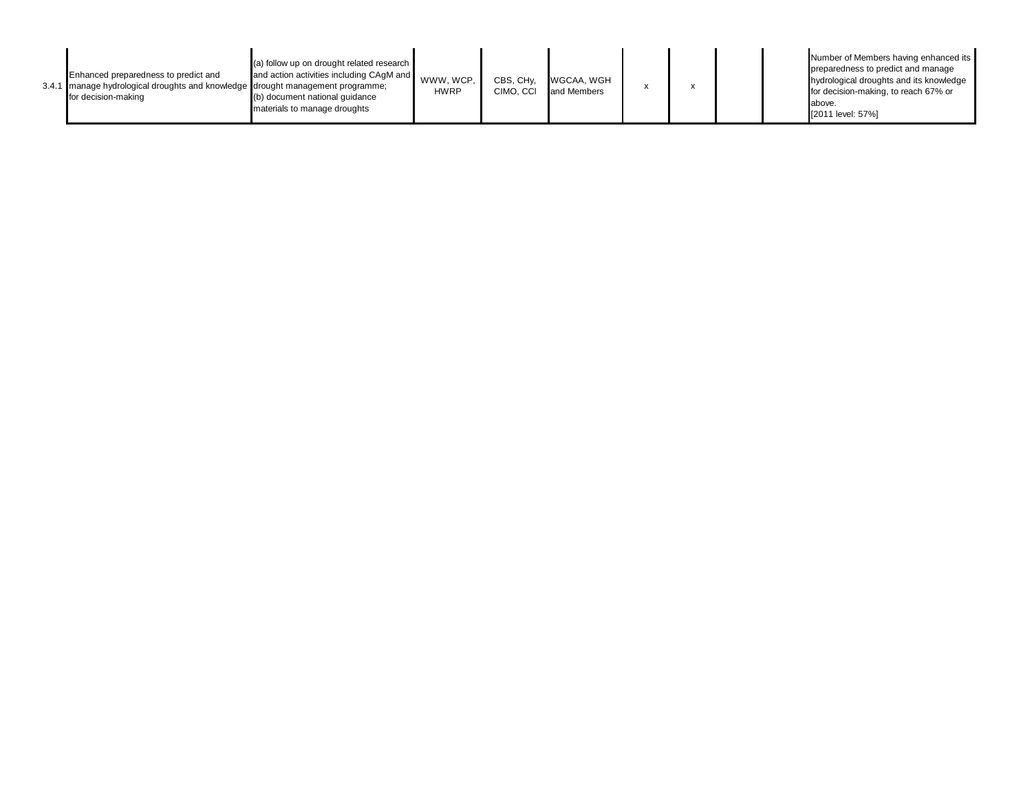| | | | | | | | | | | |
|---|---|---|---|---|---|---|---|---|---|---|
| 3.4.1 | Enhanced preparedness to predict and manage hydrological droughts and knowledge for decision-making | (a) follow up on drought related research and action activities including CAgM and drought management programme;<br>(b) document national guidance materials to manage droughts | WWW, WCP, HWRP | CBS, CHy, CIMO, CCl | WGCAA, WGH and Members | x | x | | | Number of Members having enhanced its preparedness to predict and manage hydrological droughts and its knowledge for decision-making, to reach 67% or above.<br>[2011 level: 57%] |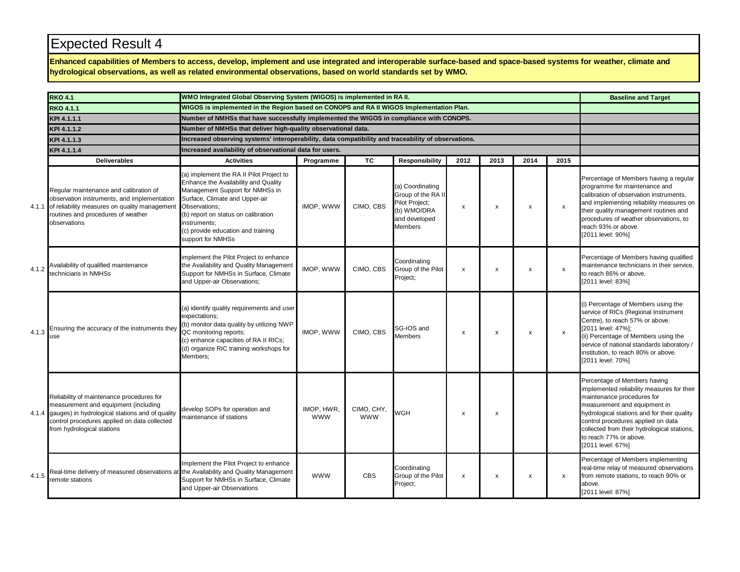# Expected Result 4

**Enhanced capabilities of Members to access, develop, implement and use integrated and interoperable surface-based and space-based systems for weather, climate and hydrological observations, as well as related environmental observations, based on world standards set by WMO.**

| | **RKO 4.1** | **WMO Integrated Global Observing System (WIGOS) is implemented in RA II.** | | | | | | | | **Baseline and Target** |
|---|---|---|---|---|---|---|---|---|---|---|
| | **RKO 4.1.1** | **WIGOS is implemented in the Region based on CONOPS and RA II WIGOS Implementation Plan.** | | | | | | | | |
| | **KPI 4.1.1.1** | **Number of NMHSs that have successfully implemented the WIGOS in compliance with CONOPS.** | | | | | | | | |
| | **KPI 4.1.1.2** | **Number of NMHSs that deliver high-quality observational data.** | | | | | | | | |
| | **KPI 4.1.1.3** | **Increased observing systems' interoperability, data compatibility and traceability of observations.** | | | | | | | | |
| | **KPI 4.1.1.4** | **Increased availability of observational data for users.** | | | | | | | | |
| | **Deliverables** | **Activities** | **Programme** | **TC** | **Responsibility** | **2012** | **2013** | **2014** | **2015** | |
| 4.1.1 | Regular maintenance and calibration of observation instruments, and implementation of reliability measures on quality management routines and procedures of weather observations | (a) implement the RA II Pilot Project to Enhance the Availability and Quality Management Support for NMHSs in Surface, Climate and Upper-air Observations;<br>(b) report on status on calibration instruments;<br>(c) provide education and training support for NMHSs | IMOP, WWW | CIMO, CBS | (a) Coordinating Group of the RA II Pilot Project;<br>(b) WMO/DRA and developed Members | x | x | x | x | Percentage of Members having a regular programme for maintenance and calibration of observation instruments, and implementing reliability measures on their quality management routines and procedures of weather observations, to reach 93% or above.<br>[2011 level: 90%] |
| 4.1.2 | Availability of qualified maintenance technicians in NMHSs | implement the Pilot Project to enhance the Availability and Quality Management Support for NMHSs in Surface, Climate and Upper-air Observations; | IMOP, WWW | CIMO, CBS | Coordinating Group of the Pilot Project; | x | x | x | x | Percentage of Members having qualified maintenance technicians in their service, to reach 86% or above.<br>[2011 level: 83%] |
| 4.1.3 | Ensuring the accuracy of the instruments they use | (a) identify quality requirements and user expectations;<br>(b) monitor data quality by utilizing NWP QC monitoring reports;<br>(c) enhance capacities of RA II RICs;<br>(d) organize RIC training workshops for Members; | IMOP, WWW | CIMO, CBS | SG-IOS and Members | x | x | x | x | (i) Percentage of Members using the service of RICs (Regional Instrument Centre), to reach 57% or above.<br>[2011 level: 47%];<br>(ii) Percentage of Members using the service of national standards laboratory / institution, to reach 80% or above.<br>[2011 level: 70%] |
| 4.1.4 | Reliability of maintenance procedures for measurement and equipment (including gauges) in hydrological stations and of quality control procedures applied on data collected from hydrological stations | develop SOPs for operation and maintenance of stations | IMOP, HWR, WWW | CIMO, CHY, WWW | WGH | x | x | | | Percentage of Members having implemented reliability measures for their maintenance procedures for measurement and equipment in hydrological stations and for their quality control procedures applied on data collected from their hydrological stations, to reach 77% or above.<br>[2011 level: 67%] |
| 4.1.5 | Real-time delivery of measured observations at remote stations | Implement the Pilot Project to enhance the Availability and Quality Management Support for NMHSs in Surface, Climate and Upper-air Observations | WWW | CBS | Coordinating Group of the Pilot Project; | x | x | x | x | Percentage of Members implementing real-time relay of measured observations from remote stations, to reach 90% or above.<br>[2011 level: 87%] |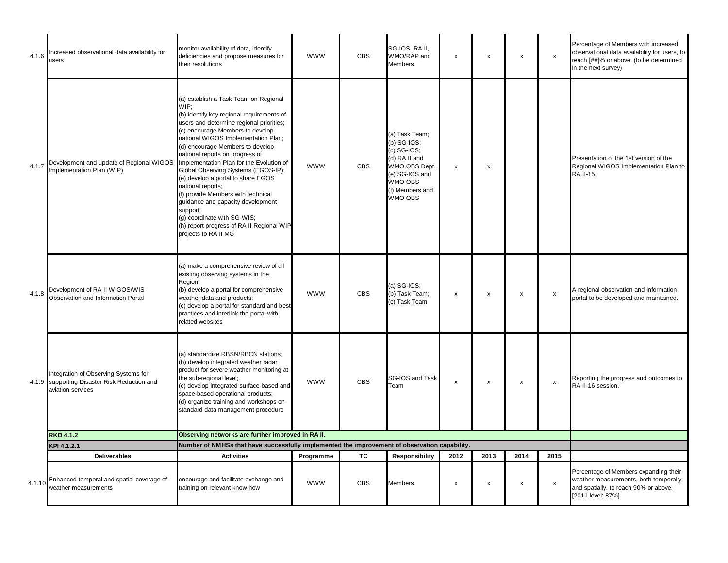| | | | | | | | | | | |
|---|---|---|---|---|---|---|---|---|---|---|
| 4.1.6 | Increased observational data availability for users | monitor availability of data, identify deficiencies and propose measures for their resolutions | WWW | CBS | SG-IOS, RA II, WMO/RAP and Members | x | x | x | x | Percentage of Members with increased observational data availability for users, to reach [##]% or above. (to be determined in the next survey) |
| 4.1.7 | Development and update of Regional WIGOS Implementation Plan (WIP) | (a) establish a Task Team on Regional WIP;<br>(b) identify key regional requirements of users and determine regional priorities;<br>(c) encourage Members to develop national WIGOS Implementation Plan;<br>(d) encourage Members to develop national reports on progress of Implementation Plan for the Evolution of Global Observing Systems (EGOS-IP);<br>(e) develop a portal to share EGOS national reports;<br>(f) provide Members with technical guidance and capacity development support;<br>(g) coordinate with SG-WIS;<br>(h) report progress of RA II Regional WIP projects to RA II MG | WWW | CBS | (a) Task Team;<br>(b) SG-IOS;<br>(c) SG-IOS;<br>(d) RA II and WMO OBS Dept.<br>(e) SG-IOS and WMO OBS<br>(f) Members and WMO OBS | x | x | | | Presentation of the 1st version of the Regional WIGOS Implementation Plan to RA II-15. |
| 4.1.8 | Development of RA II WIGOS/WIS Observation and Information Portal | (a) make a comprehensive review of all existing observing systems in the Region;<br>(b) develop a portal for comprehensive weather data and products;<br>(c) develop a portal for standard and best practices and interlink the portal with related websites | WWW | CBS | (a) SG-IOS;<br>(b) Task Team;<br>(c) Task Team | x | x | x | x | A regional observation and information portal to be developed and maintained. |
| 4.1.9 | Integration of Observing Systems for supporting Disaster Risk Reduction and aviation services | (a) standardize RBSN/RBCN stations;<br>(b) develop integrated weather radar product for severe weather monitoring at the sub-regional level;<br>(c) develop integrated surface-based and space-based operational products;<br>(d) organize training and workshops on standard data management procedure | WWW | CBS | SG-IOS and Task Team | x | x | x | x | Reporting the progress and outcomes to RA II-16 session. |
| | **RKO 4.1.2** | **Observing networks are further improved in RA II.** | | | | | | | | |
| | **KPI 4.1.2.1** | **Number of NMHSs that have successfully implemented the improvement of observation capability.** | | | | | | | | |
| | **Deliverables** | **Activities** | **Programme** | **TC** | **Responsibility** | **2012** | **2013** | **2014** | **2015** | |
| 4.1.10 | Enhanced temporal and spatial coverage of weather measurements | encourage and facilitate exchange and training on relevant know-how | WWW | CBS | Members | x | x | x | x | Percentage of Members expanding their weather measurements, both temporally and spatially, to reach 90% or above. [2011 level: 87%] |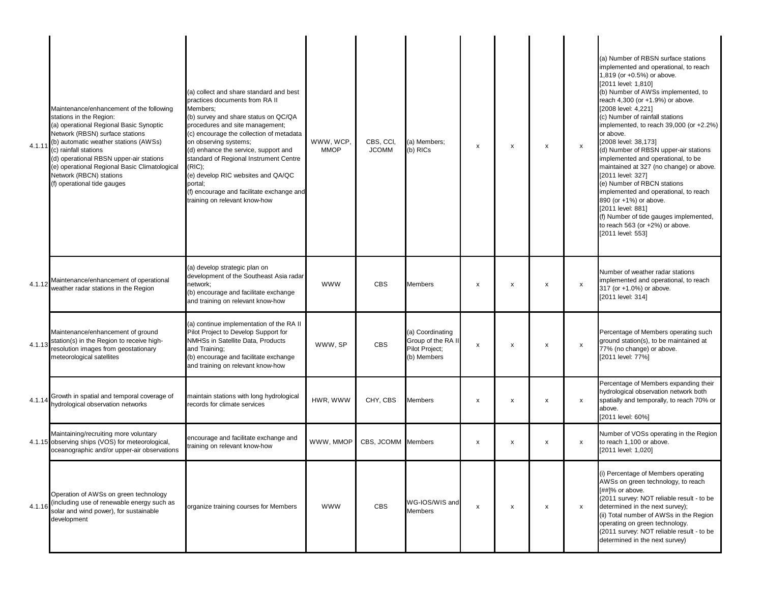| | | | | | | | | | | |
|---|---|---|---|---|---|---|---|---|---|---|
| 4.1.11 | Maintenance/enhancement of the following stations in the Region:<br>(a) operational Regional Basic Synoptic Network (RBSN) surface stations<br>(b) automatic weather stations (AWSs)<br>(c) rainfall stations<br>(d) operational RBSN upper-air stations<br>(e) operational Regional Basic Climatological Network (RBCN) stations<br>(f) operational tide gauges | (a) collect and share standard and best practices documents from RA II Members;<br>(b) survey and share status on QC/QA procedures and site management;<br>(c) encourage the collection of metadata on observing systems;<br>(d) enhance the service, support and standard of Regional Instrument Centre (RIC);<br>(e) develop RIC websites and QA/QC portal;<br>(f) encourage and facilitate exchange and training on relevant know-how | WWW, WCP, MMOP | CBS, CCl, JCOMM | (a) Members;<br>(b) RICs | x | x | x | x | (a) Number of RBSN surface stations implemented and operational, to reach 1,819 (or +0.5%) or above.<br>[2011 level: 1,810]<br>(b) Number of AWSs implemented, to reach 4,300 (or +1.9%) or above.<br>[2008 level: 4,221]<br>(c) Number of rainfall stations implemented, to reach 39,000 (or +2.2%) or above.<br>[2008 level: 38,173]<br>(d) Number of RBSN upper-air stations implemented and operational, to be maintained at 327 (no change) or above.<br>[2011 level: 327]<br>(e) Number of RBCN stations implemented and operational, to reach 890 (or +1%) or above.<br>[2011 level: 881]<br>(f) Number of tide gauges implemented, to reach 563 (or +2%) or above.<br>[2011 level: 553] |
| 4.1.12 | Maintenance/enhancement of operational weather radar stations in the Region | (a) develop strategic plan on development of the Southeast Asia radar network;<br>(b) encourage and facilitate exchange and training on relevant know-how | WWW | CBS | Members | x | x | x | x | Number of weather radar stations implemented and operational, to reach 317 (or +1.0%) or above.<br>[2011 level: 314] |
| 4.1.13 | Maintenance/enhancement of ground station(s) in the Region to receive high-resolution images from geostationary meteorological satellites | (a) continue implementation of the RA II Pilot Project to Develop Support for NMHSs in Satellite Data, Products and Training;<br>(b) encourage and facilitate exchange and training on relevant know-how | WWW, SP | CBS | (a) Coordinating Group of the RA II Pilot Project;<br>(b) Members | x | x | x | x | Percentage of Members operating such ground station(s), to be maintained at 77% (no change) or above.<br>[2011 level: 77%] |
| 4.1.14 | Growth in spatial and temporal coverage of hydrological observation networks | maintain stations with long hydrological records for climate services | HWR, WWW | CHY, CBS | Members | x | x | x | x | Percentage of Members expanding their hydrological observation network both spatially and temporally, to reach 70% or above.<br>[2011 level: 60%] |
| 4.1.15 | Maintaining/recruiting more voluntary observing ships (VOS) for meteorological, oceanographic and/or upper-air observations | encourage and facilitate exchange and training on relevant know-how | WWW, MMOP | CBS, JCOMM | Members | x | x | x | x | Number of VOSs operating in the Region to reach 1,100 or above.<br>[2011 level: 1,020] |
| 4.1.16 | Operation of AWSs on green technology (including use of renewable energy such as solar and wind power), for sustainable development | organize training courses for Members | WWW | CBS | WG-IOS/WIS and Members | x | x | x | x | (i) Percentage of Members operating AWSs on green technology, to reach [##]% or above.<br>(2011 survey: NOT reliable result - to be determined in the next survey);<br>(ii) Total number of AWSs in the Region operating on green technology.<br>(2011 survey: NOT reliable result - to be determined in the next survey) |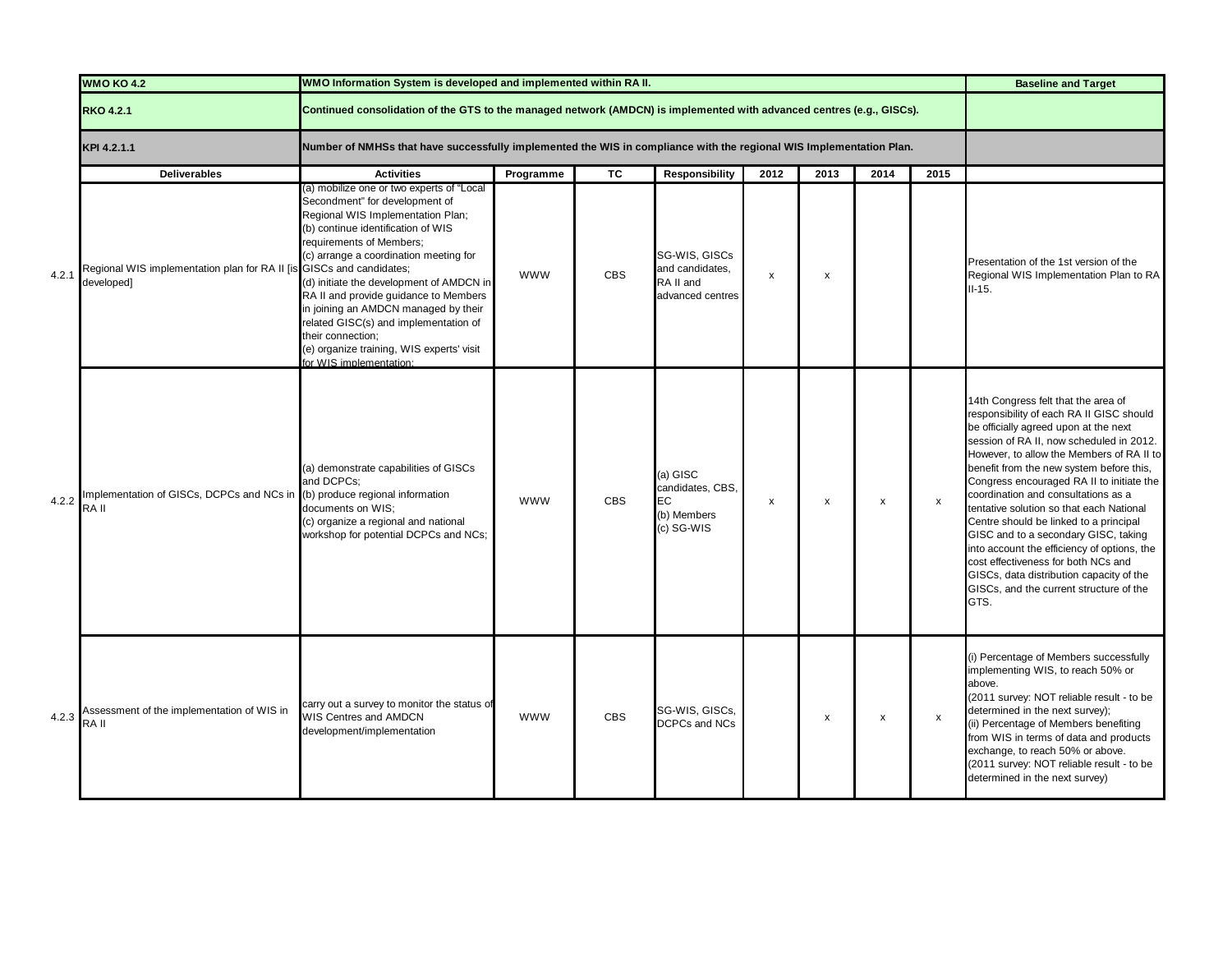| | WMO KO 4.2 | WMO Information System is developed and implemented within RA II. | | | | | | | | Baseline and Target |
|---|---|---|---|---|---|---|---|---|---|---|
| | RKO 4.2.1 | Continued consolidation of the GTS to the managed network (AMDCN) is implemented with advanced centres (e.g., GISCs). | | | | | | | | |
| | KPI 4.2.1.1 | Number of NMHSs that have successfully implemented the WIS in compliance with the regional WIS Implementation Plan. | | | | | | | | |
| | **Deliverables** | **Activities** | **Programme** | **TC** | **Responsibility** | **2012** | **2013** | **2014** | **2015** | |
| 4.2.1 | Regional WIS implementation plan for RA II [is developed] | (a) mobilize one or two experts of "Local Secondment" for development of Regional WIS Implementation Plan; (b) continue identification of WIS requirements of Members; (c) arrange a coordination meeting for GISCs and candidates; (d) initiate the development of AMDCN in RA II and provide guidance to Members in joining an AMDCN managed by their related GISC(s) and implementation of their connection; (e) organize training, WIS experts' visit for WIS implementation; | WWW | CBS | SG-WIS, GISCs and candidates, RA II and advanced centres | x | x | | | Presentation of the 1st version of the Regional WIS Implementation Plan to RA II-15. |
| 4.2.2 | Implementation of GISCs, DCPCs and NCs in RA II | (a) demonstrate capabilities of GISCs and DCPCs; (b) produce regional information documents on WIS; (c) organize a regional and national workshop for potential DCPCs and NCs; | WWW | CBS | (a) GISC candidates, CBS, EC (b) Members (c) SG-WIS | x | x | x | x | 14th Congress felt that the area of responsibility of each RA II GISC should be officially agreed upon at the next session of RA II, now scheduled in 2012. However, to allow the Members of RA II to benefit from the new system before this, Congress encouraged RA II to initiate the coordination and consultations as a tentative solution so that each National Centre should be linked to a principal GISC and to a secondary GISC, taking into account the efficiency of options, the cost effectiveness for both NCs and GISCs, data distribution capacity of the GISCs, and the current structure of the GTS. |
| 4.2.3 | Assessment of the implementation of WIS in RA II | carry out a survey to monitor the status of WIS Centres and AMDCN development/implementation | WWW | CBS | SG-WIS, GISCs, DCPCs and NCs | | x | x | x | (i) Percentage of Members successfully implementing WIS, to reach 50% or above. (2011 survey: NOT reliable result - to be determined in the next survey); (ii) Percentage of Members benefiting from WIS in terms of data and products exchange, to reach 50% or above. (2011 survey: NOT reliable result - to be determined in the next survey) |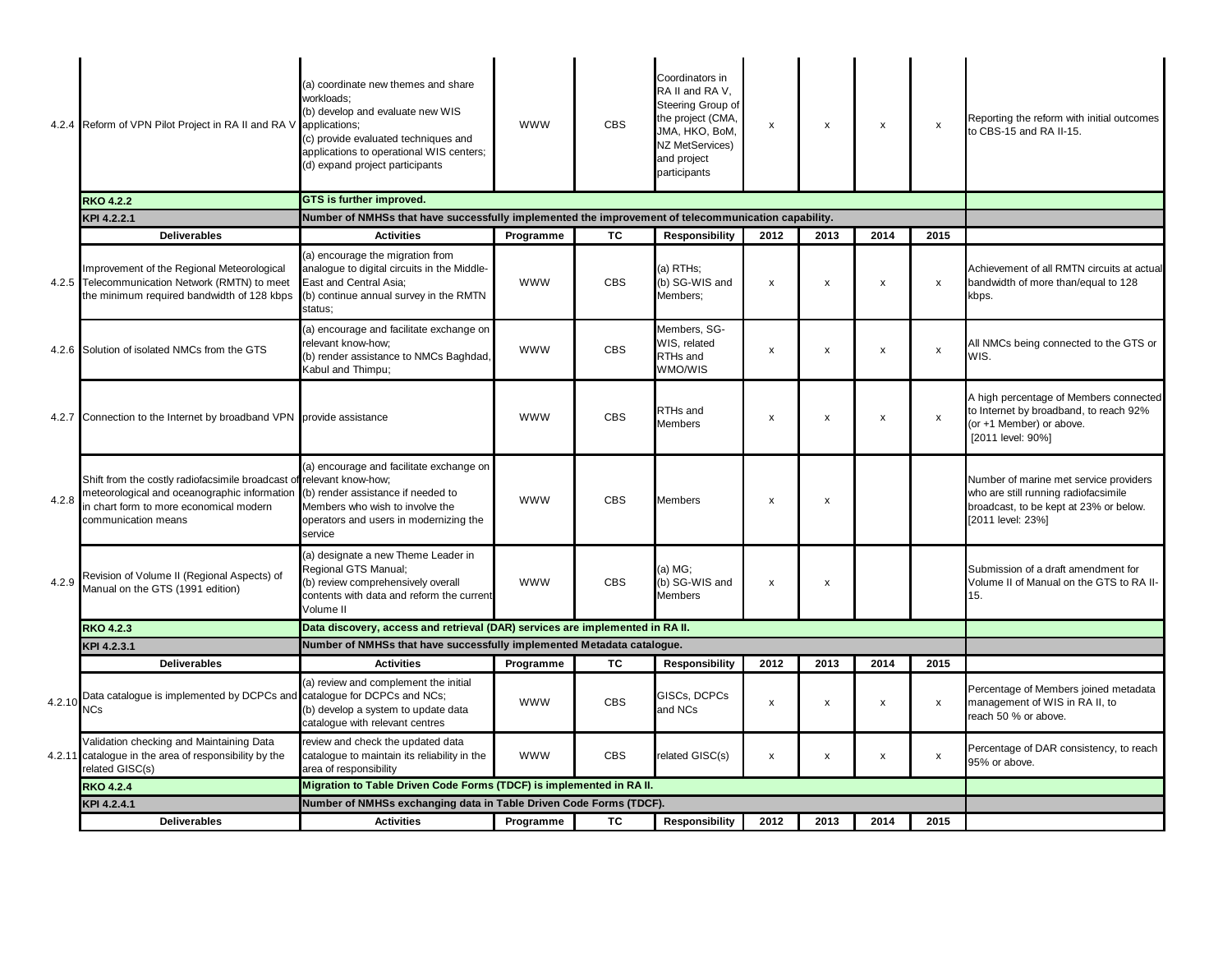| | Deliverables | Activities | Programme | TC | Responsibility | 2012 | 2013 | 2014 | 2015 | |
|---|---|---|---|---|---|---|---|---|---|---|
| 4.2.4 | Reform of VPN Pilot Project in RA II and RA V | (a) coordinate new themes and share workloads;<br>(b) develop and evaluate new WIS applications;<br>(c) provide evaluated techniques and applications to operational WIS centers;<br>(d) expand project participants | WWW | CBS | Coordinators in RA II and RA V, Steering Group of the project (CMA, JMA, HKO, BoM, NZ MetServices) and project participants | x | x | x | x | Reporting the reform with initial outcomes to CBS-15 and RA II-15. |
| | **RKO 4.2.2** | **GTS is further improved.** | | | | | | | | |
| | **KPI 4.2.2.1** | **Number of NMHSs that have successfully implemented the improvement of telecommunication capability.** | | | | | | | | |
| | **Deliverables** | **Activities** | **Programme** | **TC** | **Responsibility** | **2012** | **2013** | **2014** | **2015** | |
| 4.2.5 | Improvement of the Regional Meteorological Telecommunication Network (RMTN) to meet the minimum required bandwidth of 128 kbps | (a) encourage the migration from analogue to digital circuits in the Middle-East and Central Asia;<br>(b) continue annual survey in the RMTN status; | WWW | CBS | (a) RTHs;<br>(b) SG-WIS and Members; | x | x | x | x | Achievement of all RMTN circuits at actual bandwidth of more than/equal to 128 kbps. |
| 4.2.6 | Solution of isolated NMCs from the GTS | (a) encourage and facilitate exchange on relevant know-how;<br>(b) render assistance to NMCs Baghdad, Kabul and Thimpu; | WWW | CBS | Members, SG-WIS, related RTHs and WMO/WIS | x | x | x | x | All NMCs being connected to the GTS or WIS. |
| 4.2.7 | Connection to the Internet by broadband VPN | provide assistance | WWW | CBS | RTHs and Members | x | x | x | x | A high percentage of Members connected to Internet by broadband, to reach 92% (or +1 Member) or above.<br>[2011 level: 90%] |
| 4.2.8 | Shift from the costly radiofacsimile broadcast of meteorological and oceanographic information in chart form to more economical modern communication means | (a) encourage and facilitate exchange on relevant know-how;<br>(b) render assistance if needed to Members who wish to involve the operators and users in modernizing the service | WWW | CBS | Members | x | x | | | Number of marine met service providers who are still running radiofacsimile broadcast, to be kept at 23% or below.<br>[2011 level: 23%] |
| 4.2.9 | Revision of Volume II (Regional Aspects) of Manual on the GTS (1991 edition) | (a) designate a new Theme Leader in Regional GTS Manual;<br>(b) review comprehensively overall contents with data and reform the current Volume II | WWW | CBS | (a) MG;<br>(b) SG-WIS and Members | x | x | | | Submission of a draft amendment for Volume II of Manual on the GTS to RA II-15. |
| | **RKO 4.2.3** | **Data discovery, access and retrieval (DAR) services are implemented in RA II.** | | | | | | | | |
| | **KPI 4.2.3.1** | **Number of NMHSs that have successfully implemented Metadata catalogue.** | | | | | | | | |
| | **Deliverables** | **Activities** | **Programme** | **TC** | **Responsibility** | **2012** | **2013** | **2014** | **2015** | |
| 4.2.10 | Data catalogue is implemented by DCPCs and NCs | (a) review and complement the initial catalogue for DCPCs and NCs;<br>(b) develop a system to update data catalogue with relevant centres | WWW | CBS | GISCs, DCPCs and NCs | x | x | x | x | Percentage of Members joined metadata management of WIS in RA II, to reach 50 % or above. |
| 4.2.11 | Validation checking and Maintaining Data catalogue in the area of responsibility by the related GISC(s) | review and check the updated data catalogue to maintain its reliability in the area of responsibility | WWW | CBS | related GISC(s) | x | x | x | x | Percentage of DAR consistency, to reach 95% or above. |
| | **RKO 4.2.4** | **Migration to Table Driven Code Forms (TDCF) is implemented in RA II.** | | | | | | | | |
| | **KPI 4.2.4.1** | **Number of NMHSs exchanging data in Table Driven Code Forms (TDCF).** | | | | | | | | |
| | **Deliverables** | **Activities** | **Programme** | **TC** | **Responsibility** | **2012** | **2013** | **2014** | **2015** | |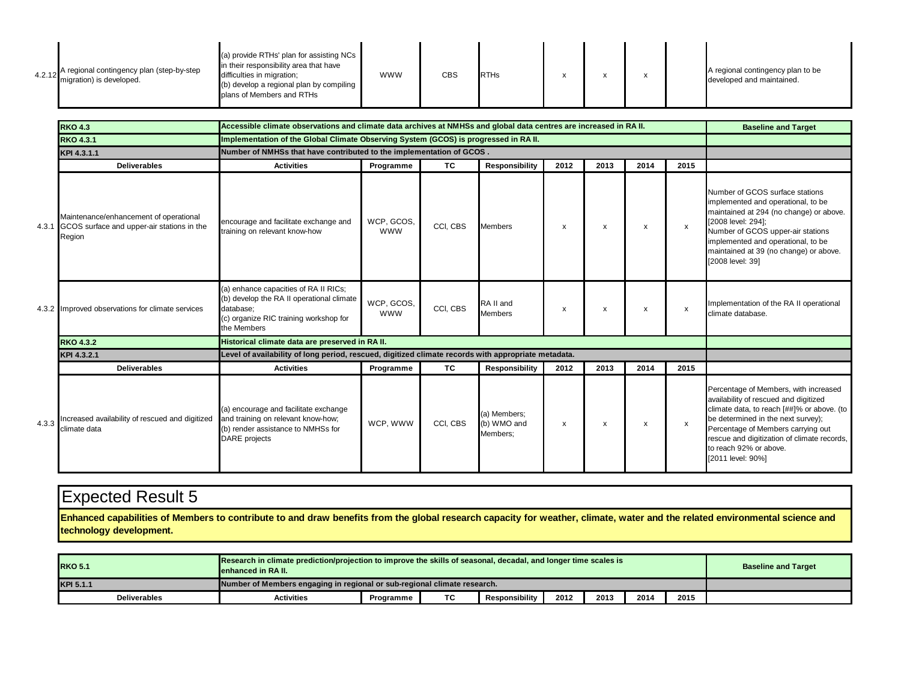| | | | | | | | | | | |
|---|---|---|---|---|---|---|---|---|---|---|
| 4.2.12 | A regional contingency plan (step-by-step migration) is developed. | (a) provide RTHs' plan for assisting NCs in their responsibility area that have difficulties in migration;<br>(b) develop a regional plan by compiling plans of Members and RTHs | WWW | CBS | RTHs | x | x | x | | A regional contingency plan to be developed and maintained. |

| | | | | | | | | | | |
|---|---|---|---|---|---|---|---|---|---|---|
| | **RKO 4.3** | **Accessible climate observations and climate data archives at NMHSs and global data centres are increased in RA II.** | | | | | | | | **Baseline and Target** |
| | **RKO 4.3.1** | **Implementation of the Global Climate Observing System (GCOS) is progressed in RA II.** | | | | | | | | |
| | **KPI 4.3.1.1** | **Number of NMHSs that have contributed to the implementation of GCOS .** | | | | | | | | |
| | **Deliverables** | **Activities** | **Programme** | **TC** | **Responsibility** | **2012** | **2013** | **2014** | **2015** | |
| 4.3.1 | Maintenance/enhancement of operational GCOS surface and upper-air stations in the Region | encourage and facilitate exchange and training on relevant know-how | WCP, GCOS, WWW | CCl, CBS | Members | x | x | x | x | Number of GCOS surface stations implemented and operational, to be maintained at 294 (no change) or above. [2008 level: 294];<br>Number of GCOS upper-air stations implemented and operational, to be maintained at 39 (no change) or above. [2008 level: 39] |
| 4.3.2 | Improved observations for climate services | (a) enhance capacities of RA II RICs;<br>(b) develop the RA II operational climate database;<br>(c) organize RIC training workshop for the Members | WCP, GCOS, WWW | CCl, CBS | RA II and Members | x | x | x | x | Implementation of the RA II operational climate database. |
| | **RKO 4.3.2** | **Historical climate data are preserved in RA II.** | | | | | | | | |
| | **KPI 4.3.2.1** | **Level of availability of long period, rescued, digitized climate records with appropriate metadata.** | | | | | | | | |
| | **Deliverables** | **Activities** | **Programme** | **TC** | **Responsibility** | **2012** | **2013** | **2014** | **2015** | |
| 4.3.3 | Increased availability of rescued and digitized climate data | (a) encourage and facilitate exchange and training on relevant know-how;<br>(b) render assistance to NMHSs for DARE projects | WCP, WWW | CCl, CBS | (a) Members;<br>(b) WMO and Members; | x | x | x | x | Percentage of Members, with increased availability of rescued and digitized climate data, to reach [##]% or above. (to be determined in the next survey);<br>Percentage of Members carrying out rescue and digitization of climate records, to reach 92% or above.<br>[2011 level: 90%] |

# Expected Result 5

**Enhanced capabilities of Members to contribute to and draw benefits from the global research capacity for weather, climate, water and the related environmental science and technology development.**

| | | | | | | | | | |
|---|---|---|---|---|---|---|---|---|---|
| **RKO 5.1** | **Research in climate prediction/projection to improve the skills of seasonal, decadal, and longer time scales is enhanced in RA II.** | | | | | | | | **Baseline and Target** |
| **KPI 5.1.1** | **Number of Members engaging in regional or sub-regional climate research.** | | | | | | | | |
| **Deliverables** | **Activities** | **Programme** | **TC** | **Responsibility** | **2012** | **2013** | **2014** | **2015** | |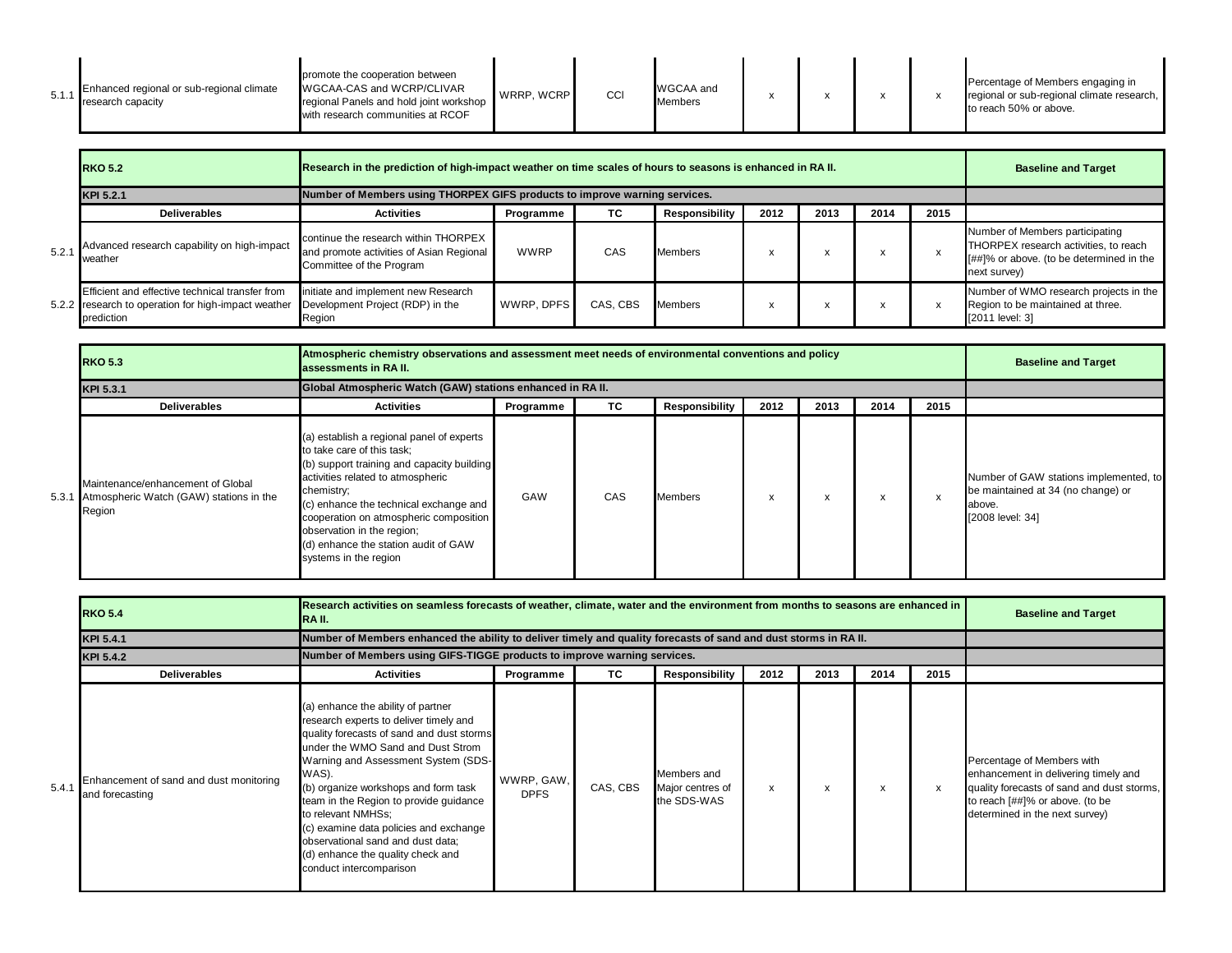| | | | | | | | | | | |
|---|---|---|---|---|---|---|---|---|---|---|
| 5.1.1 | Enhanced regional or sub-regional climate research capacity | promote the cooperation between WGCAA-CAS and WCRP/CLIVAR regional Panels and hold joint workshop with research communities at RCOF | WRRP, WCRP | CCl | WGCAA and Members | x | x | x | x | Percentage of Members engaging in regional or sub-regional climate research, to reach 50% or above. |

| | **RKO 5.2** | **Research in the prediction of high-impact weather on time scales of hours to seasons is enhanced in RA II.** | | | | | | | | **Baseline and Target** |
|---|---|---|---|---|---|---|---|---|---|---|
| | **KPI 5.2.1** | **Number of Members using THORPEX GIFS products to improve warning services.** | | | | | | | | |
| | **Deliverables** | **Activities** | **Programme** | **TC** | **Responsibility** | **2012** | **2013** | **2014** | **2015** | |
| 5.2.1 | Advanced research capability on high-impact weather | continue the research within THORPEX and promote activities of Asian Regional Committee of the Program | WWRP | CAS | Members | x | x | x | x | Number of Members participating THORPEX research activities, to reach [##]% or above. (to be determined in the next survey) |
| 5.2.2 | Efficient and effective technical transfer from research to operation for high-impact weather prediction | initiate and implement new Research Development Project (RDP) in the Region | WWRP, DPFS | CAS, CBS | Members | x | x | x | x | Number of WMO research projects in the Region to be maintained at three. [2011 level: 3] |

| | **RKO 5.3** | **Atmospheric chemistry observations and assessment meet needs of environmental conventions and policy assessments in RA II.** | | | | | | | | **Baseline and Target** |
|---|---|---|---|---|---|---|---|---|---|---|
| | **KPI 5.3.1** | **Global Atmospheric Watch (GAW) stations enhanced in RA II.** | | | | | | | | |
| | **Deliverables** | **Activities** | **Programme** | **TC** | **Responsibility** | **2012** | **2013** | **2014** | **2015** | |
| 5.3.1 | Maintenance/enhancement of Global Atmospheric Watch (GAW) stations in the Region | (a) establish a regional panel of experts to take care of this task;<br>(b) support training and capacity building activities related to atmospheric chemistry;<br>(c) enhance the technical exchange and cooperation on atmospheric composition observation in the region;<br>(d) enhance the station audit of GAW systems in the region | GAW | CAS | Members | x | x | x | x | Number of GAW stations implemented, to be maintained at 34 (no change) or above.<br>[2008 level: 34] |

| | **RKO 5.4** | **Research activities on seamless forecasts of weather, climate, water and the environment from months to seasons are enhanced in RA II.** | | | | | | | | **Baseline and Target** |
|---|---|---|---|---|---|---|---|---|---|---|
| | **KPI 5.4.1** | **Number of Members enhanced the ability to deliver timely and quality forecasts of sand and dust storms in RA II.** | | | | | | | | |
| | **KPI 5.4.2** | **Number of Members using GIFS-TIGGE products to improve warning services.** | | | | | | | | |
| | **Deliverables** | **Activities** | **Programme** | **TC** | **Responsibility** | **2012** | **2013** | **2014** | **2015** | |
| 5.4.1 | Enhancement of sand and dust monitoring and forecasting | (a) enhance the ability of partner research experts to deliver timely and quality forecasts of sand and dust storms under the WMO Sand and Dust Strom Warning and Assessment System (SDS-WAS).<br>(b) organize workshops and form task team in the Region to provide guidance to relevant NMHSs;<br>(c) examine data policies and exchange observational sand and dust data;<br>(d) enhance the quality check and conduct intercomparison | WWRP, GAW, DPFS | CAS, CBS | Members and Major centres of the SDS-WAS | x | x | x | x | Percentage of Members with enhancement in delivering timely and quality forecasts of sand and dust storms, to reach [##]% or above. (to be determined in the next survey) |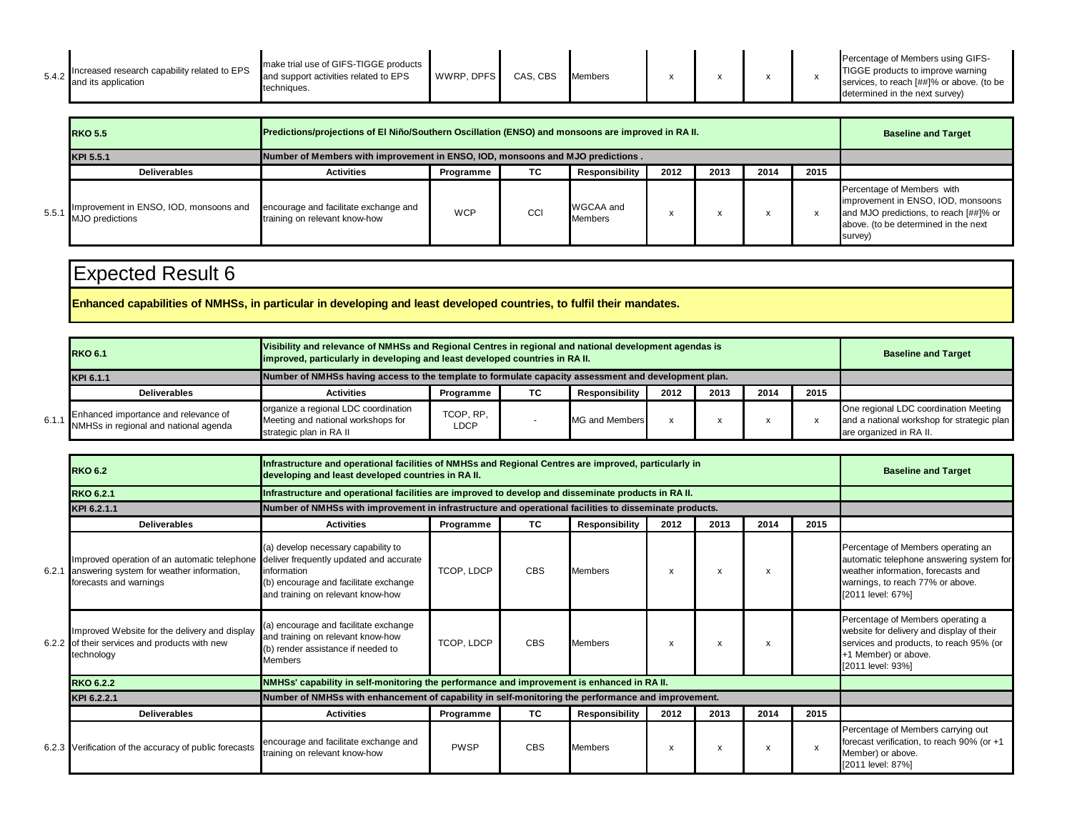| | Deliverables | Activities | Programme | TC | Responsibility | 2012 | 2013 | 2014 | 2015 | Baseline and Target |
|---|---|---|---|---|---|---|---|---|---|---|
| 5.4.2 | Increased research capability related to EPS and its application | make trial use of GIFS-TIGGE products and support activities related to EPS techniques. | WWRP, DPFS | CAS, CBS | Members | x | x | x | x | Percentage of Members using GIFS-TIGGE products to improve warning services, to reach [##]% or above. (to be determined in the next survey) |

| RKO 5.5 | Predictions/projections of El Niño/Southern Oscillation (ENSO) and monsoons are improved in RA II. | | | | | | | | Baseline and Target |
|---|---|---|---|---|---|---|---|---|---|
| **KPI 5.5.1** | **Number of Members with improvement in ENSO, IOD, monsoons and MJO predictions .** | | | | | | | | |
| **Deliverables** | **Activities** | **Programme** | **TC** | **Responsibility** | **2012** | **2013** | **2014** | **2015** | |
| 5.5.1 Improvement in ENSO, IOD, monsoons and MJO predictions | encourage and facilitate exchange and training on relevant know-how | WCP | CCl | WGCAA and Members | x | x | x | x | Percentage of Members with improvement in ENSO, IOD, monsoons and MJO predictions, to reach [##]% or above. (to be determined in the next survey) |

# Expected Result 6

**Enhanced capabilities of NMHSs, in particular in developing and least developed countries, to fulfil their mandates.**

| RKO 6.1 | Visibility and relevance of NMHSs and Regional Centres in regional and national development agendas is improved, particularly in developing and least developed countries in RA II. | | | | | | | | Baseline and Target |
|---|---|---|---|---|---|---|---|---|---|
| **KPI 6.1.1** | **Number of NMHSs having access to the template to formulate capacity assessment and development plan.** | | | | | | | | |
| **Deliverables** | **Activities** | **Programme** | **TC** | **Responsibility** | **2012** | **2013** | **2014** | **2015** | |
| 6.1.1 Enhanced importance and relevance of NMHSs in regional and national agenda | organize a regional LDC coordination Meeting and national workshops for strategic plan in RA II | TCOP, RP, LDCP | - | MG and Members | x | x | x | x | One regional LDC coordination Meeting and a national workshop for strategic plan are organized in RA II. |

| RKO 6.2 | Infrastructure and operational facilities of NMHSs and Regional Centres are improved, particularly in developing and least developed countries in RA II. | | | | | | | | Baseline and Target |
|---|---|---|---|---|---|---|---|---|---|
| **RKO 6.2.1** | **Infrastructure and operational facilities are improved to develop and disseminate products in RA II.** | | | | | | | | |
| **KPI 6.2.1.1** | **Number of NMHSs with improvement in infrastructure and operational facilities to disseminate products.** | | | | | | | | |
| **Deliverables** | **Activities** | **Programme** | **TC** | **Responsibility** | **2012** | **2013** | **2014** | **2015** | |
| 6.2.1 Improved operation of an automatic telephone answering system for weather information, forecasts and warnings | (a) develop necessary capability to deliver frequently updated and accurate information (b) encourage and facilitate exchange and training on relevant know-how | TCOP, LDCP | CBS | Members | x | x | x | | Percentage of Members operating an automatic telephone answering system for weather information, forecasts and warnings, to reach 77% or above. [2011 level: 67%] |
| 6.2.2 Improved Website for the delivery and display of their services and products with new technology | (a) encourage and facilitate exchange and training on relevant know-how (b) render assistance if needed to Members | TCOP, LDCP | CBS | Members | x | x | x | | Percentage of Members operating a website for delivery and display of their services and products, to reach 95% (or +1 Member) or above. [2011 level: 93%] |
| **RKO 6.2.2** | **NMHSs' capability in self-monitoring the performance and improvement is enhanced in RA II.** | | | | | | | | |
| **KPI 6.2.2.1** | **Number of NMHSs with enhancement of capability in self-monitoring the performance and improvement.** | | | | | | | | |
| **Deliverables** | **Activities** | **Programme** | **TC** | **Responsibility** | **2012** | **2013** | **2014** | **2015** | |
| 6.2.3 Verification of the accuracy of public forecasts | encourage and facilitate exchange and training on relevant know-how | PWSP | CBS | Members | x | x | x | x | Percentage of Members carrying out forecast verification, to reach 90% (or +1 Member) or above. [2011 level: 87%] |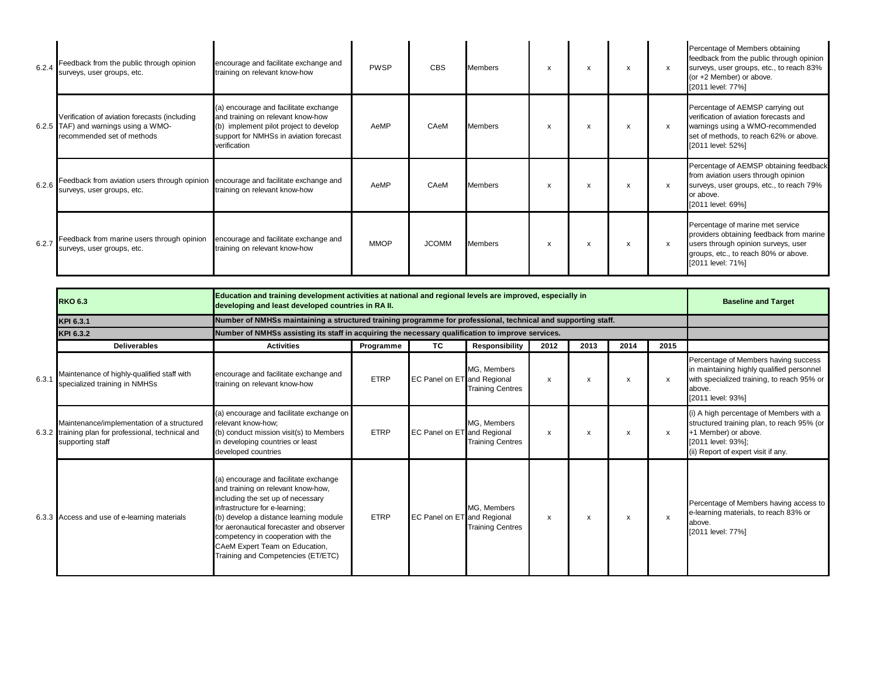| | Deliverables | Activities | Programme | TC | Responsibility | 2012 | 2013 | 2014 | 2015 | Baseline and Target |
|---|---|---|---|---|---|---|---|---|---|---|
| 6.2.4 | Feedback from the public through opinion surveys, user groups, etc. | encourage and facilitate exchange and training on relevant know-how | PWSP | CBS | Members | x | x | x | x | Percentage of Members obtaining feedback from the public through opinion surveys, user groups, etc., to reach 83% (or +2 Member) or above. [2011 level: 77%] |
| 6.2.5 | Verification of aviation forecasts (including TAF) and warnings using a WMO-recommended set of methods | (a) encourage and facilitate exchange and training on relevant know-how (b) implement pilot project to develop support for NMHSs in aviation forecast verification | AeMP | CAeM | Members | x | x | x | x | Percentage of AEMSP carrying out verification of aviation forecasts and warnings using a WMO-recommended set of methods, to reach 62% or above. [2011 level: 52%] |
| 6.2.6 | Feedback from aviation users through opinion surveys, user groups, etc. | encourage and facilitate exchange and training on relevant know-how | AeMP | CAeM | Members | x | x | x | x | Percentage of AEMSP obtaining feedback from aviation users through opinion surveys, user groups, etc., to reach 79% or above. [2011 level: 69%] |
| 6.2.7 | Feedback from marine users through opinion surveys, user groups, etc. | encourage and facilitate exchange and training on relevant know-how | MMOP | JCOMM | Members | x | x | x | x | Percentage of marine met service providers obtaining feedback from marine users through opinion surveys, user groups, etc., to reach 80% or above. [2011 level: 71%] |

| | **RKO 6.3** | **Education and training development activities at national and regional levels are improved, especially in developing and least developed countries in RA II.** | | | | | | | | **Baseline and Target** |
|---|---|---|---|---|---|---|---|---|---|---|
| | **KPI 6.3.1** | **Number of NMHSs maintaining a structured training programme for professional, technical and supporting staff.** | | | | | | | | |
| | **KPI 6.3.2** | **Number of NMHSs assisting its staff in acquiring the necessary qualification to improve services.** | | | | | | | | |
| | **Deliverables** | **Activities** | **Programme** | **TC** | **Responsibility** | **2012** | **2013** | **2014** | **2015** | |
| 6.3.1 | Maintenance of highly-qualified staff with specialized training in NMHSs | encourage and facilitate exchange and training on relevant know-how | ETRP | EC Panel on ET | MG, Members and Regional Training Centres | x | x | x | x | Percentage of Members having success in maintaining highly qualified personnel with specialized training, to reach 95% or above. [2011 level: 93%] |
| 6.3.2 | Maintenance/implementation of a structured training plan for professional, technical and supporting staff | (a) encourage and facilitate exchange on relevant know-how; (b) conduct mission visit(s) to Members in developing countries or least developed countries | ETRP | EC Panel on ET | MG, Members and Regional Training Centres | x | x | x | x | (i) A high percentage of Members with a structured training plan, to reach 95% (or +1 Member) or above. [2011 level: 93%]; (ii) Report of expert visit if any. |
| 6.3.3 | Access and use of e-learning materials | (a) encourage and facilitate exchange and training on relevant know-how, including the set up of necessary infrastructure for e-learning; (b) develop a distance learning module for aeronautical forecaster and observer competency in cooperation with the CAeM Expert Team on Education, Training and Competencies (ET/ETC) | ETRP | EC Panel on ET | MG, Members and Regional Training Centres | x | x | x | x | Percentage of Members having access to e-learning materials, to reach 83% or above. [2011 level: 77%] |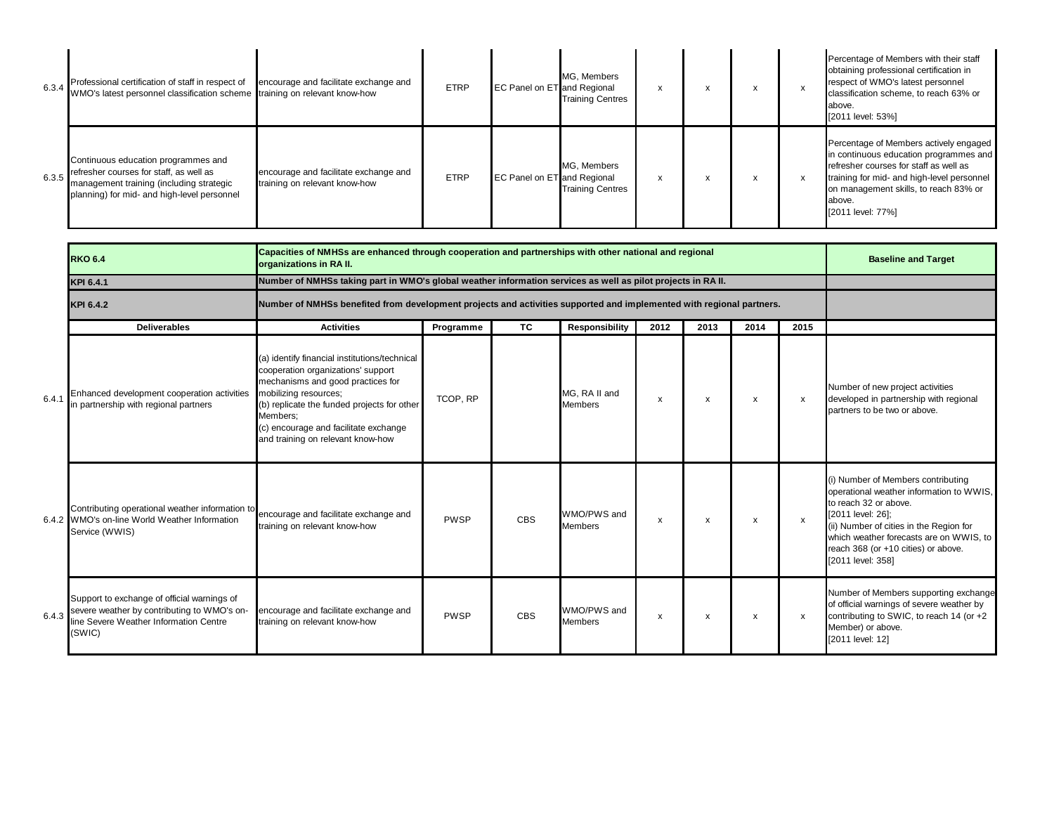| | Deliverables | Activities | Programme | TC | Responsibility | 2012 | 2013 | 2014 | 2015 | Baseline and Target |
|---|---|---|---|---|---|---|---|---|---|---|
| 6.3.4 | Professional certification of staff in respect of WMO's latest personnel classification scheme | encourage and facilitate exchange and training on relevant know-how | ETRP | EC Panel on ET | MG, Members and Regional Training Centres | x | x | x | x | Percentage of Members with their staff obtaining professional certification in respect of WMO's latest personnel classification scheme, to reach 63% or above. [2011 level: 53%] |
| 6.3.5 | Continuous education programmes and refresher courses for staff, as well as management training (including strategic planning) for mid- and high-level personnel | encourage and facilitate exchange and training on relevant know-how | ETRP | EC Panel on ET | MG, Members and Regional Training Centres | x | x | x | x | Percentage of Members actively engaged in continuous education programmes and refresher courses for staff as well as training for mid- and high-level personnel on management skills, to reach 83% or above. [2011 level: 77%] |

| | | | | | | | | | | |
|---|---|---|---|---|---|---|---|---|---|---|
| | **RKO 6.4** | **Capacities of NMHSs are enhanced through cooperation and partnerships with other national and regional organizations in RA II.** | | | | | | | | **Baseline and Target** |
| | **KPI 6.4.1** | **Number of NMHSs taking part in WMO's global weather information services as well as pilot projects in RA II.** | | | | | | | | |
| | **KPI 6.4.2** | **Number of NMHSs benefited from development projects and activities supported and implemented with regional partners.** | | | | | | | | |
| | **Deliverables** | **Activities** | **Programme** | **TC** | **Responsibility** | **2012** | **2013** | **2014** | **2015** | |
| 6.4.1 | Enhanced development cooperation activities in partnership with regional partners | (a) identify financial institutions/technical cooperation organizations' support mechanisms and good practices for mobilizing resources; (b) replicate the funded projects for other Members; (c) encourage and facilitate exchange and training on relevant know-how | TCOP, RP | | MG, RA II and Members | x | x | x | x | Number of new project activities developed in partnership with regional partners to be two or above. |
| 6.4.2 | Contributing operational weather information to WMO's on-line World Weather Information Service (WWIS) | encourage and facilitate exchange and training on relevant know-how | PWSP | CBS | WMO/PWS and Members | x | x | x | x | (i) Number of Members contributing operational weather information to WWIS, to reach 32 or above. [2011 level: 26]; (ii) Number of cities in the Region for which weather forecasts are on WWIS, to reach 368 (or +10 cities) or above. [2011 level: 358] |
| 6.4.3 | Support to exchange of official warnings of severe weather by contributing to WMO's on-line Severe Weather Information Centre (SWIC) | encourage and facilitate exchange and training on relevant know-how | PWSP | CBS | WMO/PWS and Members | x | x | x | x | Number of Members supporting exchange of official warnings of severe weather by contributing to SWIC, to reach 14 (or +2 Member) or above. [2011 level: 12] |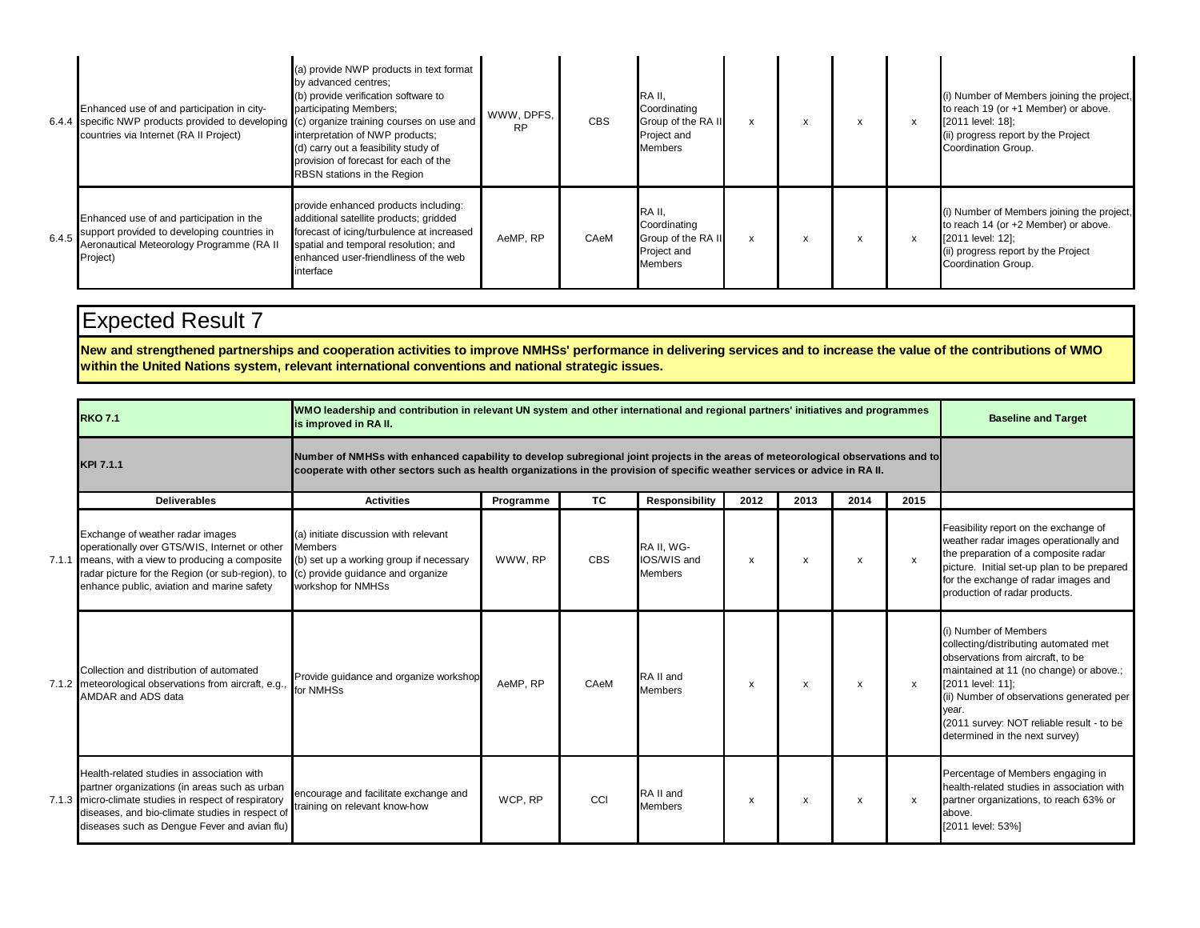| | | | | | | | | | | | |
|---|---|---|---|---|---|---|---|---|---|---|---|
| 6.4.4 | Enhanced use of and participation in city-specific NWP products provided to developing countries via Internet (RA II Project) | (a) provide NWP products in text format by advanced centres;<br>(b) provide verification software to participating Members;<br>(c) organize training courses on use and interpretation of NWP products;<br>(d) carry out a feasibility study of provision of forecast for each of the RBSN stations in the Region | WWW, DPFS, RP | CBS | RA II, Coordinating Group of the RA II Project and Members | x | x | x | x | (i) Number of Members joining the project, to reach 19 (or +1 Member) or above. [2011 level: 18];<br>(ii) progress report by the Project Coordination Group. |
| 6.4.5 | Enhanced use of and participation in the support provided to developing countries in Aeronautical Meteorology Programme (RA II Project) | provide enhanced products including: additional satellite products; gridded forecast of icing/turbulence at increased spatial and temporal resolution; and enhanced user-friendliness of the web interface | AeMP, RP | CAeM | RA II, Coordinating Group of the RA II Project and Members | x | x | x | x | (i) Number of Members joining the project, to reach 14 (or +2 Member) or above. [2011 level: 12];<br>(ii) progress report by the Project Coordination Group. |

# Expected Result 7

**New and strengthened partnerships and cooperation activities to improve NMHSs' performance in delivering services and to increase the value of the contributions of WMO within the United Nations system, relevant international conventions and national strategic issues.**

| | **RKO 7.1** | **WMO leadership and contribution in relevant UN system and other international and regional partners' initiatives and programmes is improved in RA II.** | | | | | | | | **Baseline and Target** |
|---|---|---|---|---|---|---|---|---|---|---|
| | **KPI 7.1.1** | **Number of NMHSs with enhanced capability to develop subregional joint projects in the areas of meteorological observations and to cooperate with other sectors such as health organizations in the provision of specific weather services or advice in RA II.** | | | | | | | | |
| | **Deliverables** | **Activities** | **Programme** | **TC** | **Responsibility** | **2012** | **2013** | **2014** | **2015** | |
| 7.1.1 | Exchange of weather radar images operationally over GTS/WIS, Internet or other means, with a view to producing a composite radar picture for the Region (or sub-region), to enhance public, aviation and marine safety | (a) initiate discussion with relevant Members<br>(b) set up a working group if necessary<br>(c) provide guidance and organize workshop for NMHSs | WWW, RP | CBS | RA II, WG-IOS/WIS and Members | x | x | x | x | Feasibility report on the exchange of weather radar images operationally and the preparation of a composite radar picture. Initial set-up plan to be prepared for the exchange of radar images and production of radar products. |
| 7.1.2 | Collection and distribution of automated meteorological observations from aircraft, e.g., AMDAR and ADS data | Provide guidance and organize workshop for NMHSs | AeMP, RP | CAeM | RA II and Members | x | x | x | x | (i) Number of Members collecting/distributing automated met observations from aircraft, to be maintained at 11 (no change) or above.; [2011 level: 11];<br>(ii) Number of observations generated per year.<br>(2011 survey: NOT reliable result - to be determined in the next survey) |
| 7.1.3 | Health-related studies in association with partner organizations (in areas such as urban micro-climate studies in respect of respiratory diseases, and bio-climate studies in respect of diseases such as Dengue Fever and avian flu) | encourage and facilitate exchange and training on relevant know-how | WCP, RP | CCl | RA II and Members | x | x | x | x | Percentage of Members engaging in health-related studies in association with partner organizations, to reach 63% or above.<br>[2011 level: 53%] |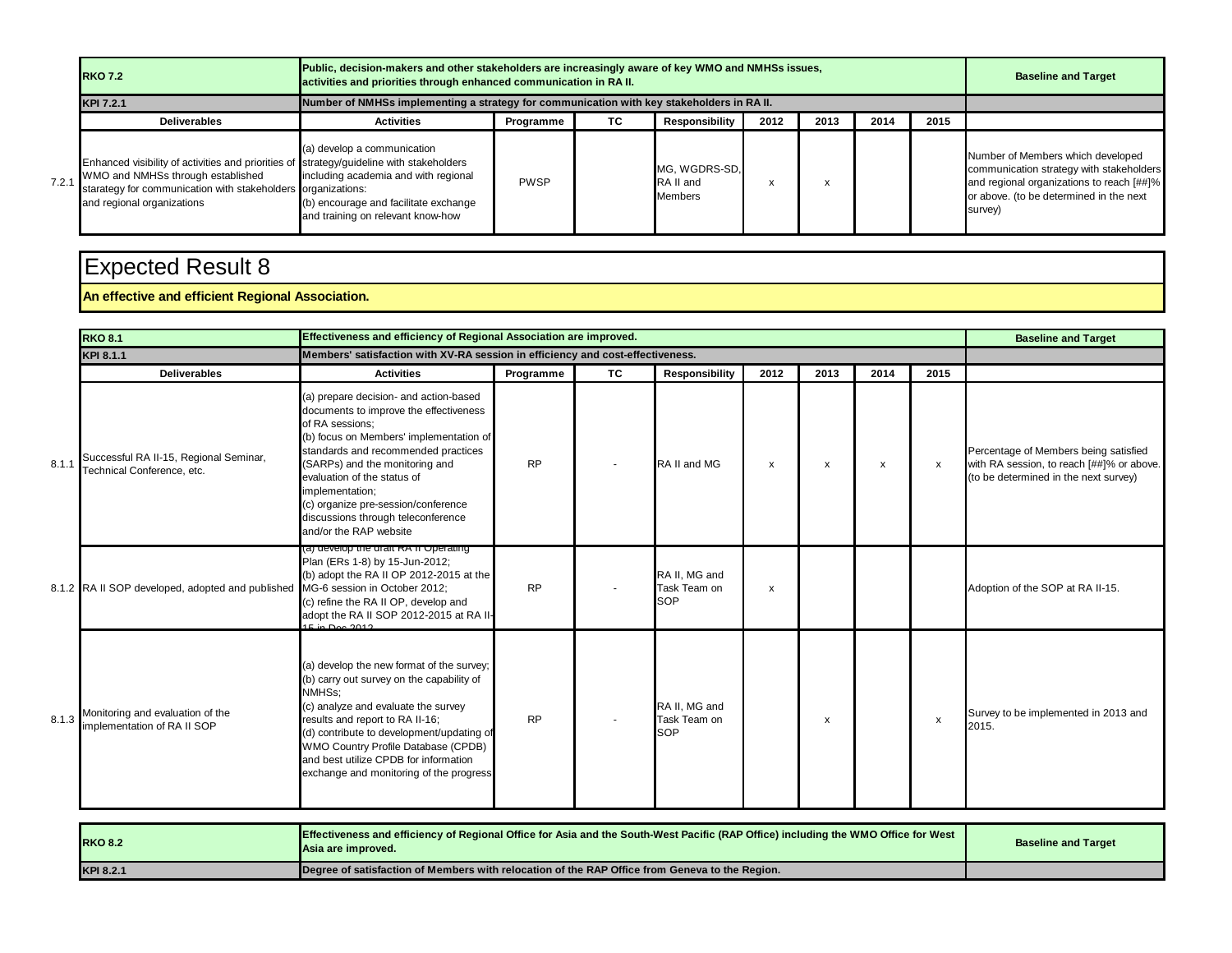| | RKO 7.2 | Public, decision-makers and other stakeholders are increasingly aware of key WMO and NMHSs issues, activities and priorities through enhanced communication in RA II. | | | | | | | | Baseline and Target |
|---|---|---|---|---|---|---|---|---|---|---|
| | KPI 7.2.1 | Number of NMHSs implementing a strategy for communication with key stakeholders in RA II. | | | | | | | | |
| | Deliverables | Activities | Programme | TC | Responsibility | 2012 | 2013 | 2014 | 2015 | |
| 7.2.1 | Enhanced visibility of activities and priorities of WMO and NMHSs through established starategy for communication with stakeholders and regional organizations | (a) develop a communication strategy/guideline with stakeholders including academia and with regional organizations:<br>(b) encourage and facilitate exchange and training on relevant know-how | PWSP | | MG, WGDRS-SD, RA II and Members | x | x | | | Number of Members which developed communication strategy with stakeholders and regional organizations to reach [##]% or above. (to be determined in the next survey) |

# Expected Result 8

**An effective and efficient Regional Association.**

| | RKO 8.1 | Effectiveness and efficiency of Regional Association are improved. | | | | | | | | Baseline and Target |
|---|---|---|---|---|---|---|---|---|---|---|
| | KPI 8.1.1 | Members' satisfaction with XV-RA session in efficiency and cost-effectiveness. | | | | | | | | |
| | Deliverables | Activities | Programme | TC | Responsibility | 2012 | 2013 | 2014 | 2015 | |
| 8.1.1 | Successful RA II-15, Regional Seminar, Technical Conference, etc. | (a) prepare decision- and action-based documents to improve the effectiveness of RA sessions;<br>(b) focus on Members' implementation of standards and recommended practices (SARPs) and the monitoring and evaluation of the status of implementation;<br>(c) organize pre-session/conference discussions through teleconference and/or the RAP website | RP | - | RA II and MG | x | x | x | x | Percentage of Members being satisfied with RA session, to reach [##]% or above. (to be determined in the next survey) |
| 8.1.2 | RA II SOP developed, adopted and published | (a) develop the draft RA II Operating Plan (ERs 1-8) by 15-Jun-2012;<br>(b) adopt the RA II OP 2012-2015 at the MG-6 session in October 2012;<br>(c) refine the RA II OP, develop and adopt the RA II SOP 2012-2015 at RA II-15 in Dec 2012 | RP | - | RA II, MG and Task Team on SOP | x | | | | Adoption of the SOP at RA II-15. |
| 8.1.3 | Monitoring and evaluation of the implementation of RA II SOP | (a) develop the new format of the survey;<br>(b) carry out survey on the capability of NMHSs;<br>(c) analyze and evaluate the survey results and report to RA II-16;<br>(d) contribute to development/updating of WMO Country Profile Database (CPDB) and best utilize CPDB for information exchange and monitoring of the progress | RP | - | RA II, MG and Task Team on SOP | | x | | x | Survey to be implemented in 2013 and 2015. |

| RKO 8.2 | Effectiveness and efficiency of Regional Office for Asia and the South-West Pacific (RAP Office) including the WMO Office for West Asia are improved. | Baseline and Target |
|---|---|---|
| KPI 8.2.1 | Degree of satisfaction of Members with relocation of the RAP Office from Geneva to the Region. | |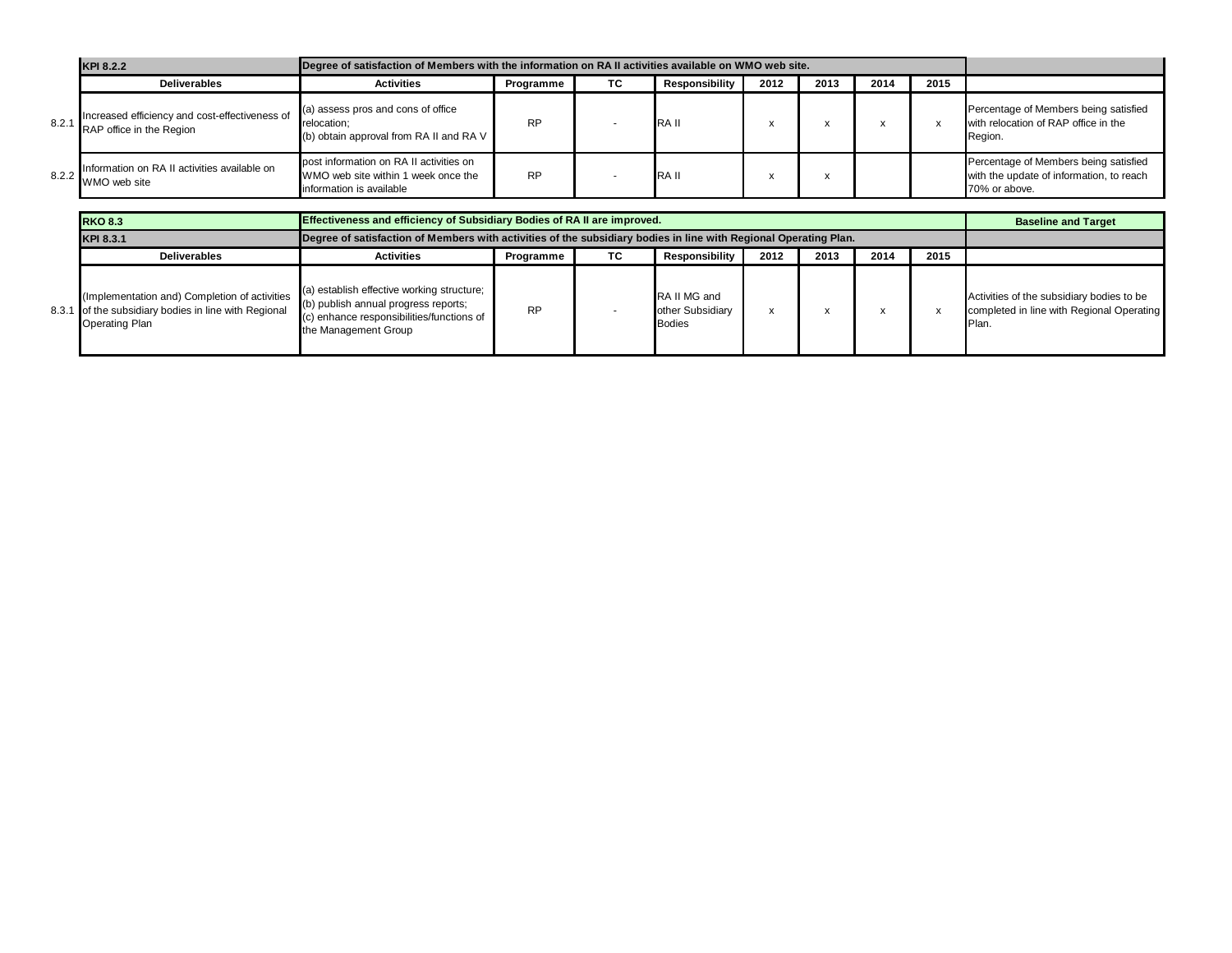| | KPI 8.2.2 | Degree of satisfaction of Members with the information on RA II activities available on WMO web site. | | | | | | | | |
|---|---|---|---|---|---|---|---|---|---|---|
| | **Deliverables** | **Activities** | **Programme** | **TC** | **Responsibility** | **2012** | **2013** | **2014** | **2015** | |
| 8.2.1 | Increased efficiency and cost-effectiveness of RAP office in the Region | (a) assess pros and cons of office relocation;<br>(b) obtain approval from RA II and RA V | RP | - | RA II | x | x | x | x | Percentage of Members being satisfied with relocation of RAP office in the Region. |
| 8.2.2 | Information on RA II activities available on WMO web site | post information on RA II activities on WMO web site within 1 week once the information is available | RP | - | RA II | x | x | | | Percentage of Members being satisfied with the update of information, to reach 70% or above. |

| | RKO 8.3 | Effectiveness and efficiency of Subsidiary Bodies of RA II are improved. | | | | | | | | Baseline and Target |
|---|---|---|---|---|---|---|---|---|---|---|
| | KPI 8.3.1 | Degree of satisfaction of Members with activities of the subsidiary bodies in line with Regional Operating Plan. | | | | | | | | |
| | **Deliverables** | **Activities** | **Programme** | **TC** | **Responsibility** | **2012** | **2013** | **2014** | **2015** | |
| 8.3.1 | (Implementation and) Completion of activities of the subsidiary bodies in line with Regional Operating Plan | (a) establish effective working structure;<br>(b) publish annual progress reports;<br>(c) enhance responsibilities/functions of the Management Group | RP | - | RA II MG and other Subsidiary Bodies | x | x | x | x | Activities of the subsidiary bodies to be completed in line with Regional Operating Plan. |